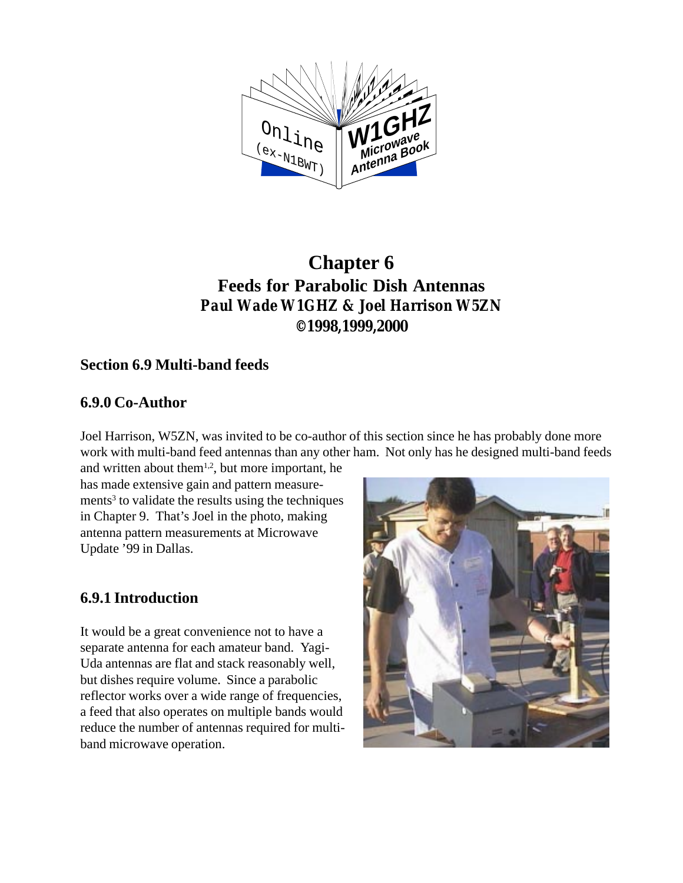# Chapter 6
## Feeds for Parabolic Dish Antennas
**Paul Wade W1GHZ & Joel Harrison W5ZN**
**©1998,1999,2000**

### Section 6.9 Multi-band feeds

### 6.9.0 Co-Author

Joel Harrison, W5ZN, was invited to be co-author of this section since he has probably done more work with multi-band feed antennas than any other ham. Not only has he designed multi-band feeds and written about them[1,2], but more important, he has made extensive gain and pattern measurements[3] to validate the results using the techniques in Chapter 9. That's Joel in the photo, making antenna pattern measurements at Microwave Update '99 in Dallas.

### 6.9.1 Introduction

It would be a great convenience not to have a separate antenna for each amateur band. Yagi-Uda antennas are flat and stack reasonably well, but dishes require volume. Since a parabolic reflector works over a wide range of frequencies, a feed that also operates on multiple bands would reduce the number of antennas required for multi-band microwave operation.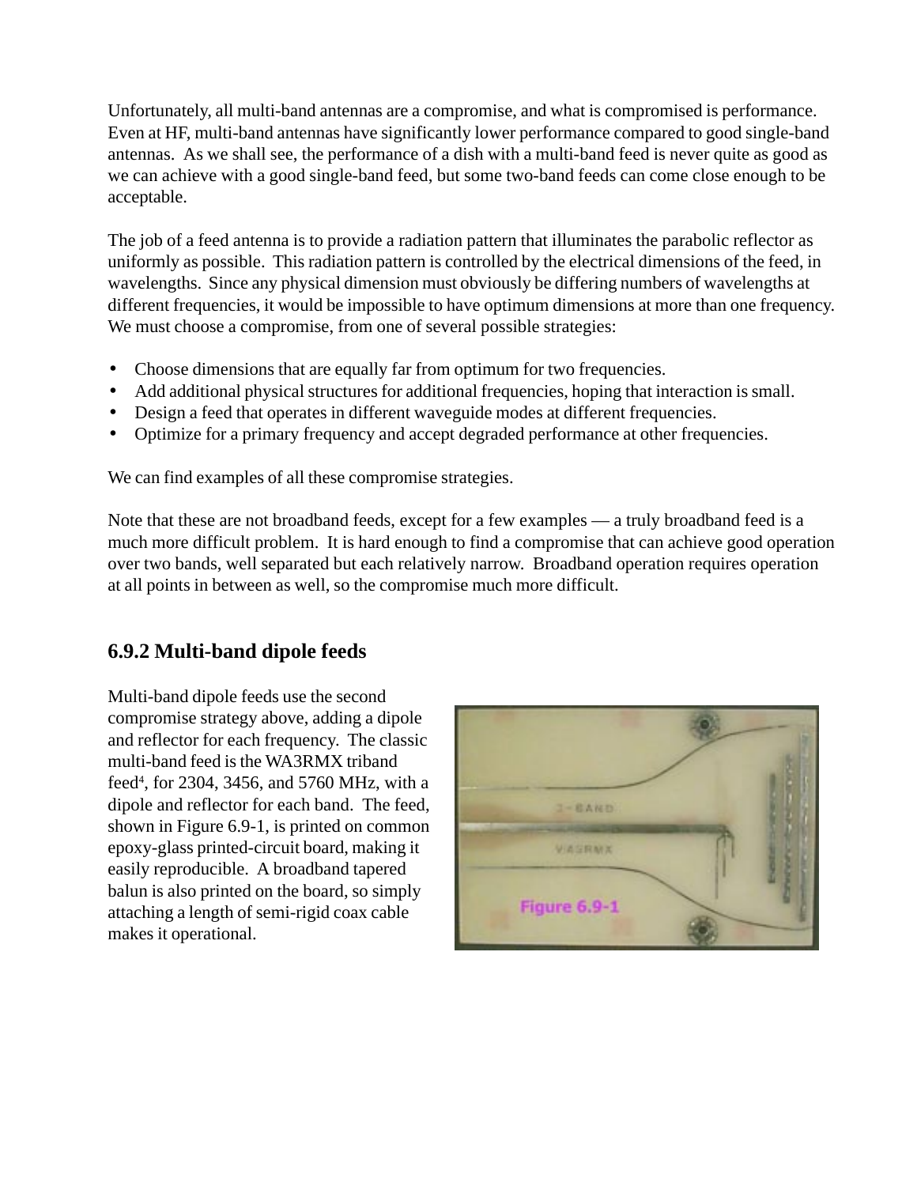Unfortunately, all multi-band antennas are a compromise, and what is compromised is performance. Even at HF, multi-band antennas have significantly lower performance compared to good single-band antennas. As we shall see, the performance of a dish with a multi-band feed is never quite as good as we can achieve with a good single-band feed, but some two-band feeds can come close enough to be acceptable.

The job of a feed antenna is to provide a radiation pattern that illuminates the parabolic reflector as uniformly as possible. This radiation pattern is controlled by the electrical dimensions of the feed, in wavelengths. Since any physical dimension must obviously be differing numbers of wavelengths at different frequencies, it would be impossible to have optimum dimensions at more than one frequency. We must choose a compromise, from one of several possible strategies:

- Choose dimensions that are equally far from optimum for two frequencies.
- Add additional physical structures for additional frequencies, hoping that interaction is small.
- Design a feed that operates in different waveguide modes at different frequencies.
- Optimize for a primary frequency and accept degraded performance at other frequencies.

We can find examples of all these compromise strategies.

Note that these are not broadband feeds, except for a few examples — a truly broadband feed is a much more difficult problem. It is hard enough to find a compromise that can achieve good operation over two bands, well separated but each relatively narrow. Broadband operation requires operation at all points in between as well, so the compromise much more difficult.

## 6.9.2 Multi-band dipole feeds

Multi-band dipole feeds use the second compromise strategy above, adding a dipole and reflector for each frequency. The classic multi-band feed is the WA3RMX triband feed[4], for 2304, 3456, and 5760 MHz, with a dipole and reflector for each band. The feed, shown in Figure 6.9-1, is printed on common epoxy-glass printed-circuit board, making it easily reproducible. A broadband tapered balun is also printed on the board, so simply attaching a length of semi-rigid coax cable makes it operational.

Figure 6.9-1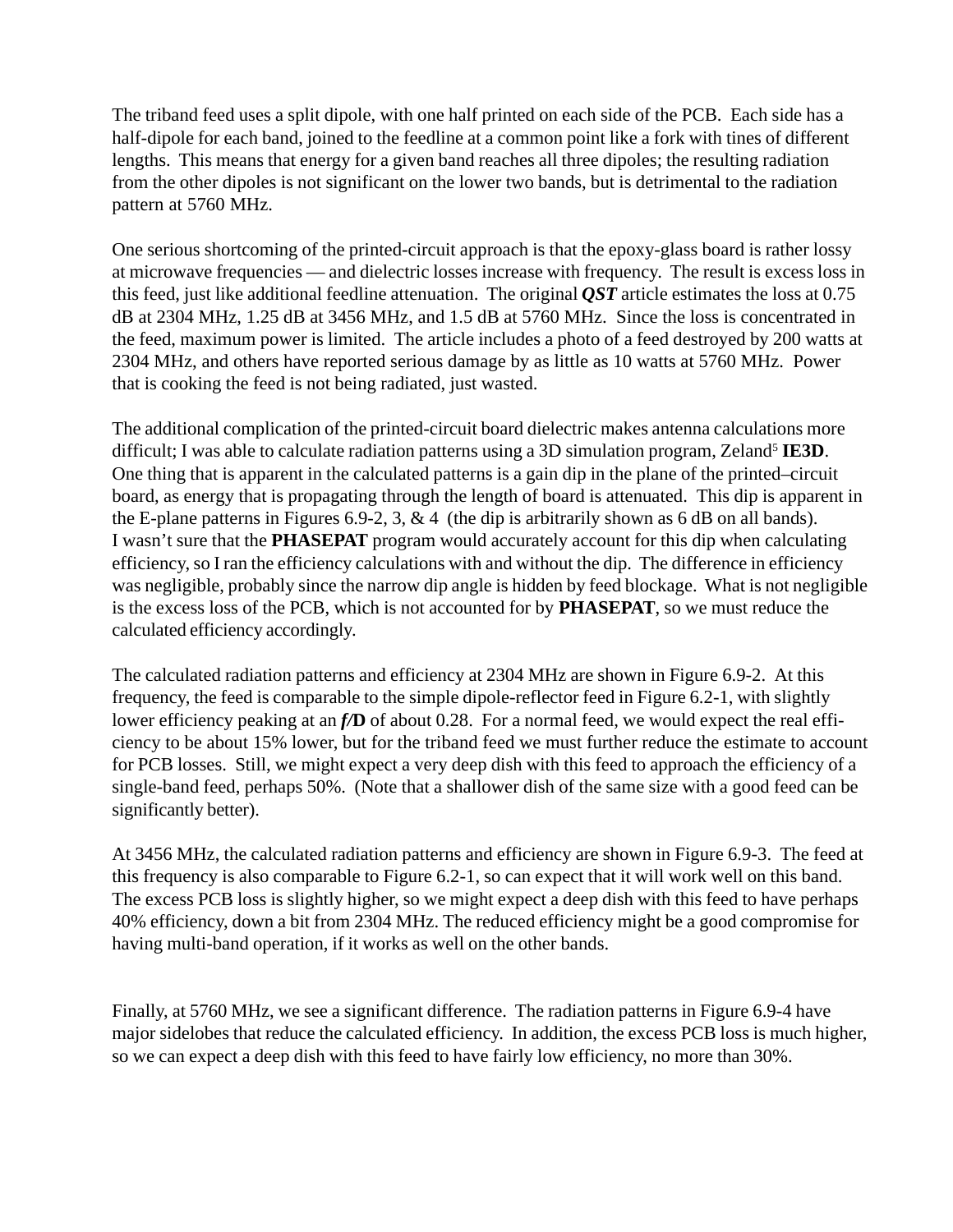The triband feed uses a split dipole, with one half printed on each side of the PCB. Each side has a half-dipole for each band, joined to the feedline at a common point like a fork with tines of different lengths. This means that energy for a given band reaches all three dipoles; the resulting radiation from the other dipoles is not significant on the lower two bands, but is detrimental to the radiation pattern at 5760 MHz.

One serious shortcoming of the printed-circuit approach is that the epoxy-glass board is rather lossy at microwave frequencies — and dielectric losses increase with frequency. The result is excess loss in this feed, just like additional feedline attenuation. The original ***QST*** article estimates the loss at 0.75 dB at 2304 MHz, 1.25 dB at 3456 MHz, and 1.5 dB at 5760 MHz. Since the loss is concentrated in the feed, maximum power is limited. The article includes a photo of a feed destroyed by 200 watts at 2304 MHz, and others have reported serious damage by as little as 10 watts at 5760 MHz. Power that is cooking the feed is not being radiated, just wasted.

The additional complication of the printed-circuit board dielectric makes antenna calculations more difficult; I was able to calculate radiation patterns using a 3D simulation program, Zeland[5] **IE3D**. One thing that is apparent in the calculated patterns is a gain dip in the plane of the printed–circuit board, as energy that is propagating through the length of board is attenuated. This dip is apparent in the E-plane patterns in Figures 6.9-2, 3, & 4 (the dip is arbitrarily shown as 6 dB on all bands). I wasn't sure that the **PHASEPAT** program would accurately account for this dip when calculating efficiency, so I ran the efficiency calculations with and without the dip. The difference in efficiency was negligible, probably since the narrow dip angle is hidden by feed blockage. What is not negligible is the excess loss of the PCB, which is not accounted for by **PHASEPAT**, so we must reduce the calculated efficiency accordingly.

The calculated radiation patterns and efficiency at 2304 MHz are shown in Figure 6.9-2. At this frequency, the feed is comparable to the simple dipole-reflector feed in Figure 6.2-1, with slightly lower efficiency peaking at an ***f*/D** of about 0.28. For a normal feed, we would expect the real efficiency to be about 15% lower, but for the triband feed we must further reduce the estimate to account for PCB losses. Still, we might expect a very deep dish with this feed to approach the efficiency of a single-band feed, perhaps 50%. (Note that a shallower dish of the same size with a good feed can be significantly better).

At 3456 MHz, the calculated radiation patterns and efficiency are shown in Figure 6.9-3. The feed at this frequency is also comparable to Figure 6.2-1, so can expect that it will work well on this band. The excess PCB loss is slightly higher, so we might expect a deep dish with this feed to have perhaps 40% efficiency, down a bit from 2304 MHz. The reduced efficiency might be a good compromise for having multi-band operation, if it works as well on the other bands.

Finally, at 5760 MHz, we see a significant difference. The radiation patterns in Figure 6.9-4 have major sidelobes that reduce the calculated efficiency. In addition, the excess PCB loss is much higher, so we can expect a deep dish with this feed to have fairly low efficiency, no more than 30%.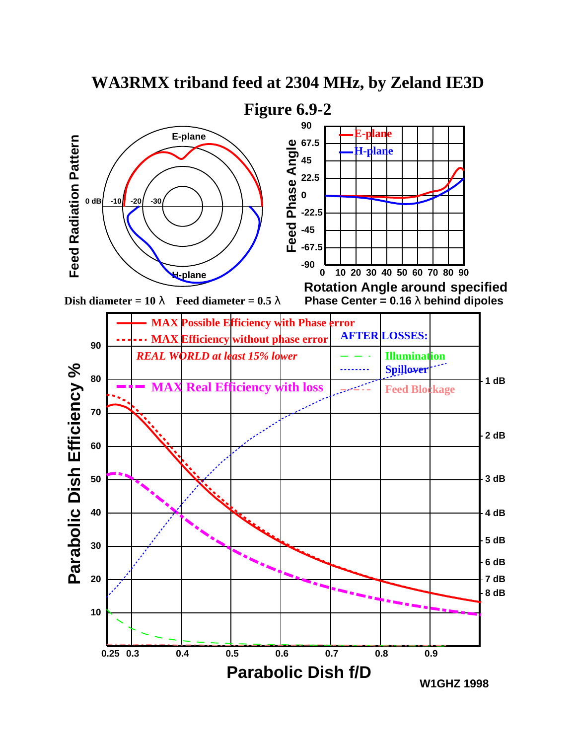# WA3RMX triband feed at 2304 MHz, by Zeland IE3D

## Figure 6.9-2

Feed Radiation Pattern

E-plane

H-plane

0 dB -10 -20 -30

Dish diameter = 10 λ  Feed diameter = 0.5 λ

Feed Phase Angle

90
67.5
45
22.5
0
-22.5
-45
-67.5
-90

E-plane
H-plane

0 10 20 30 40 50 60 70 80 90

Rotation Angle around specified Phase Center = 0.16 λ behind dipoles

MAX Possible Efficiency with Phase error

MAX Efficiency without phase error

*REAL WORLD at least 15% lower*

MAX Real Efficiency with loss

AFTER LOSSES:

Illumination

Spillover

Feed Blockage

Parabolic Dish Efficiency %

90
80
70
60
50
40
30
20
10

1 dB
2 dB
3 dB
4 dB
5 dB
6 dB
7 dB
8 dB

0.25 0.3 0.4 0.5 0.6 0.7 0.8 0.9

Parabolic Dish f/D

W1GHZ 1998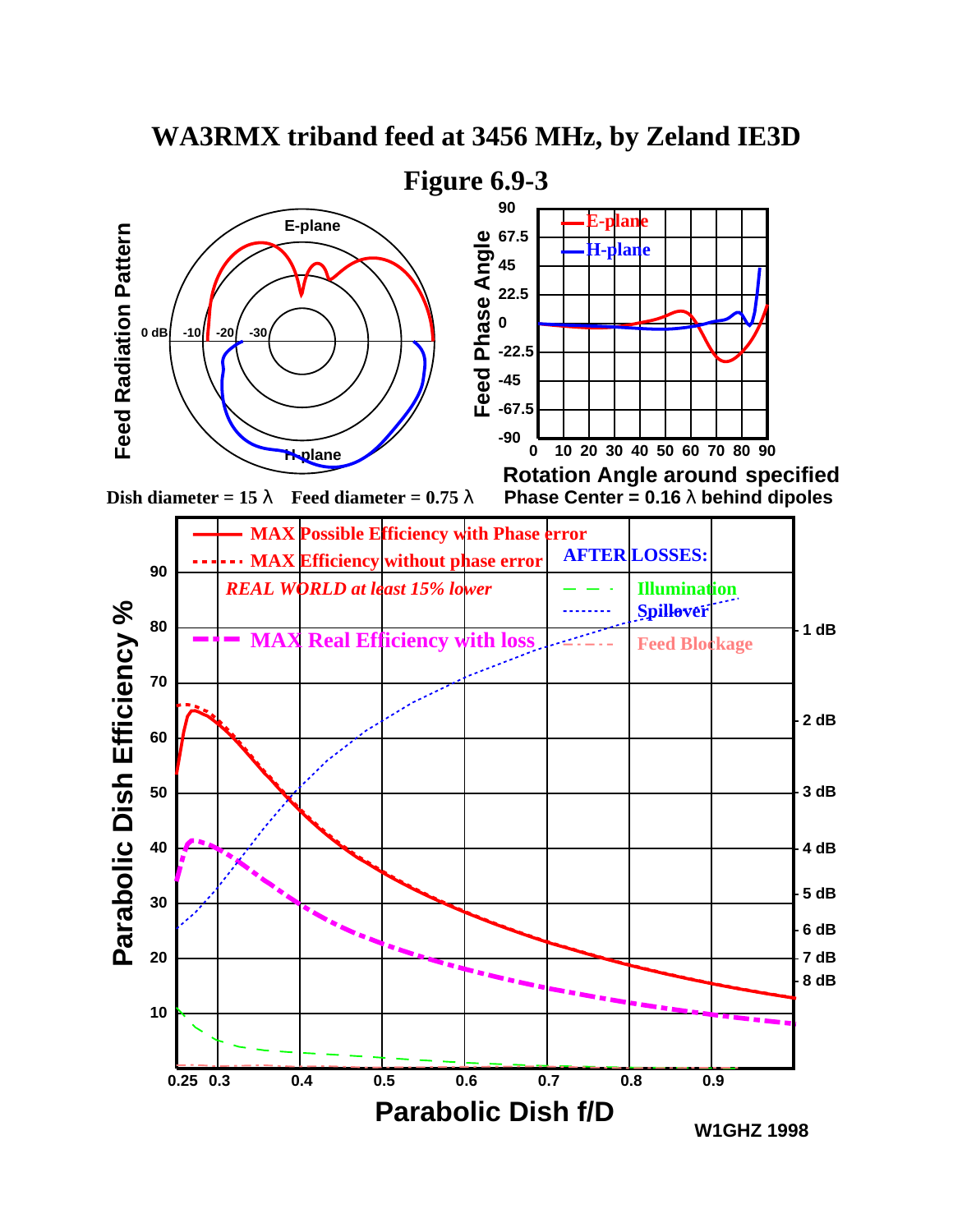# WA3RMX triband feed at 3456 MHz, by Zeland IE3D

## Figure 6.9-3

Feed Radiation Pattern

E-plane

0 dB  -10  -20  -30

H-plane

Dish diameter = 15 λ    Feed diameter = 0.75 λ

Feed Phase Angle

90  67.5  45  22.5  0  -22.5  -45  -67.5  -90

E-plane
H-plane

0  10  20  30  40  50  60  70  80  90

Rotation Angle around specified
Phase Center = 0.16 λ behind dipoles

Parabolic Dish Efficiency %

MAX Possible Efficiency with Phase error
MAX Efficiency without phase error
*REAL WORLD at least 15% lower*
MAX Real Efficiency with loss

AFTER LOSSES:
Illumination
Spillover
Feed Blockage

90  80  70  60  50  40  30  20  10

1 dB  2 dB  3 dB  4 dB  5 dB  6 dB  7 dB  8 dB

0.25  0.3  0.4  0.5  0.6  0.7  0.8  0.9

Parabolic Dish f/D

W1GHZ 1998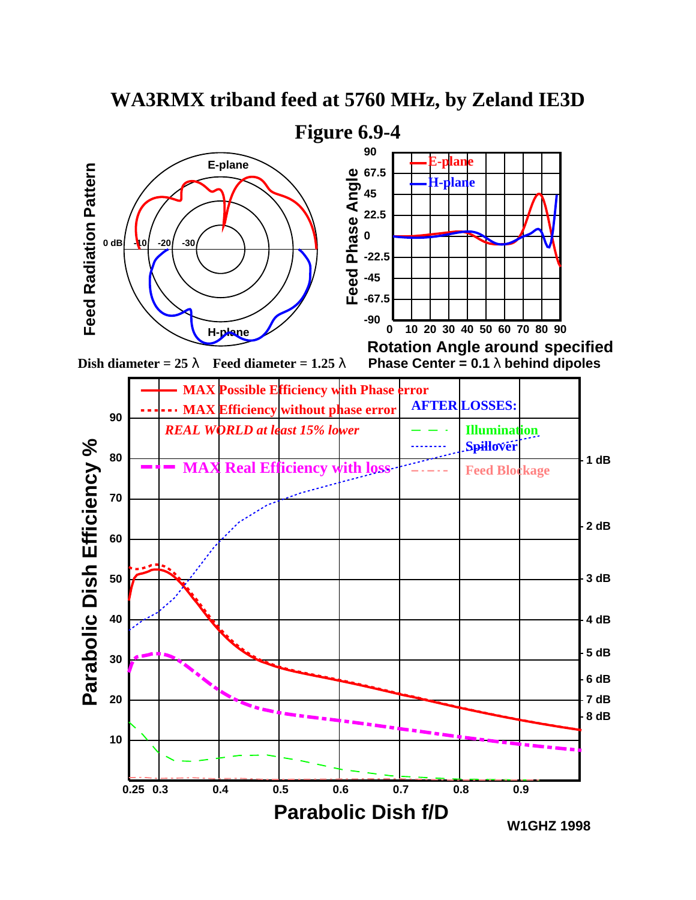# WA3RMX triband feed at 5760 MHz, by Zeland IE3D

## Figure 6.9-4

Feed Radiation Pattern

E-plane

H-plane

0 dB -10 -20 -30

Feed Phase Angle

E-plane
H-plane

90, 67.5, 45, 22.5, 0, -22.5, -45, -67.5, -90

0 10 20 30 40 50 60 70 80 90

Rotation Angle around specified Phase Center = 0.1 λ behind dipoles

Dish diameter = 25 λ Feed diameter = 1.25 λ

Parabolic Dish Efficiency %

MAX Possible Efficiency with Phase error

MAX Efficiency without phase error

*REAL WORLD at least 15% lower*

MAX Real Efficiency with loss

AFTER LOSSES:

Illumination

Spillover

Feed Blockage

90, 80, 70, 60, 50, 40, 30, 20, 10

1 dB, 2 dB, 3 dB, 4 dB, 5 dB, 6 dB, 7 dB, 8 dB

0.25 0.3 0.4 0.5 0.6 0.7 0.8 0.9

Parabolic Dish f/D

W1GHZ 1998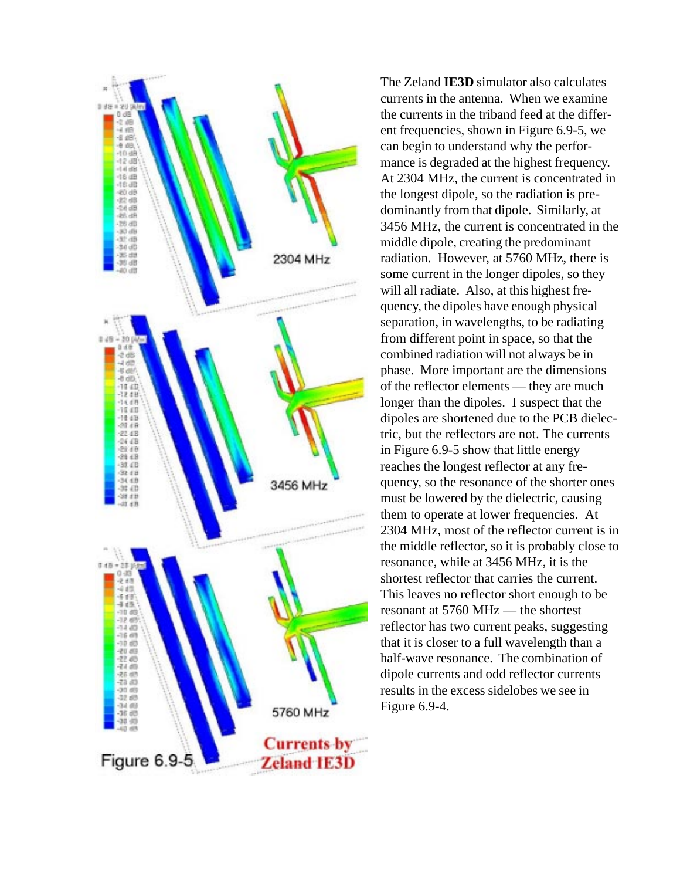2304 MHz

3456 MHz

5760 MHz

Currents by Zeland IE3D

Figure 6.9-5

The Zeland **IE3D** simulator also calculates currents in the antenna. When we examine the currents in the triband feed at the different frequencies, shown in Figure 6.9-5, we can begin to understand why the performance is degraded at the highest frequency. At 2304 MHz, the current is concentrated in the longest dipole, so the radiation is predominantly from that dipole. Similarly, at 3456 MHz, the current is concentrated in the middle dipole, creating the predominant radiation. However, at 5760 MHz, there is some current in the longer dipoles, so they will all radiate. Also, at this highest frequency, the dipoles have enough physical separation, in wavelengths, to be radiating from different point in space, so that the combined radiation will not always be in phase. More important are the dimensions of the reflector elements — they are much longer than the dipoles. I suspect that the dipoles are shortened due to the PCB dielectric, but the reflectors are not. The currents in Figure 6.9-5 show that little energy reaches the longest reflector at any frequency, so the resonance of the shorter ones must be lowered by the dielectric, causing them to operate at lower frequencies. At 2304 MHz, most of the reflector current is in the middle reflector, so it is probably close to resonance, while at 3456 MHz, it is the shortest reflector that carries the current. This leaves no reflector short enough to be resonant at 5760 MHz — the shortest reflector has two current peaks, suggesting that it is closer to a full wavelength than a half-wave resonance. The combination of dipole currents and odd reflector currents results in the excess sidelobes we see in Figure 6.9-4.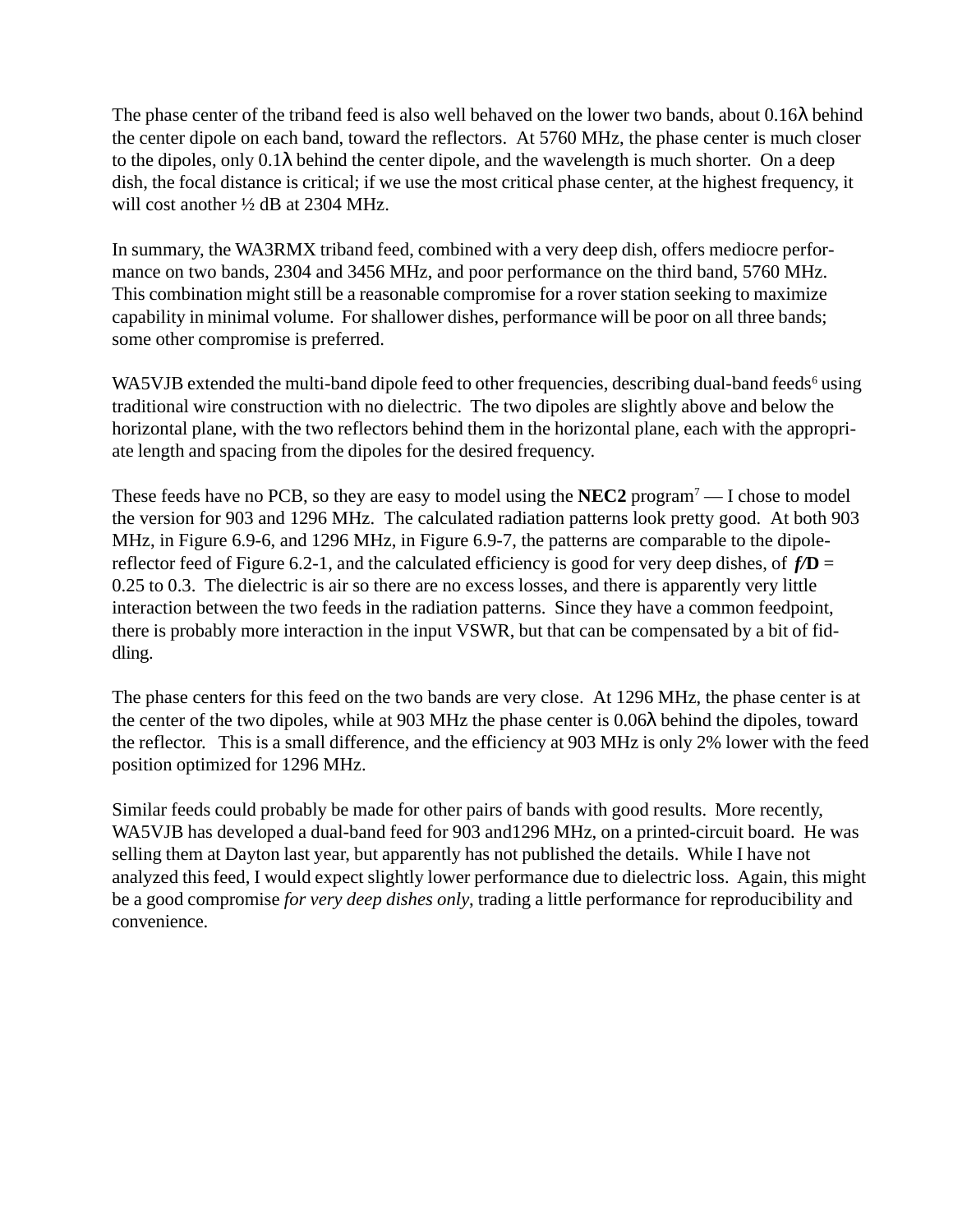The phase center of the triband feed is also well behaved on the lower two bands, about 0.16λ behind the center dipole on each band, toward the reflectors. At 5760 MHz, the phase center is much closer to the dipoles, only 0.1λ behind the center dipole, and the wavelength is much shorter. On a deep dish, the focal distance is critical; if we use the most critical phase center, at the highest frequency, it will cost another ½ dB at 2304 MHz.

In summary, the WA3RMX triband feed, combined with a very deep dish, offers mediocre performance on two bands, 2304 and 3456 MHz, and poor performance on the third band, 5760 MHz. This combination might still be a reasonable compromise for a rover station seeking to maximize capability in minimal volume. For shallower dishes, performance will be poor on all three bands; some other compromise is preferred.

WA5VJB extended the multi-band dipole feed to other frequencies, describing dual-band feeds[6] using traditional wire construction with no dielectric. The two dipoles are slightly above and below the horizontal plane, with the two reflectors behind them in the horizontal plane, each with the appropriate length and spacing from the dipoles for the desired frequency.

These feeds have no PCB, so they are easy to model using the **NEC2** program[7] — I chose to model the version for 903 and 1296 MHz. The calculated radiation patterns look pretty good. At both 903 MHz, in Figure 6.9-6, and 1296 MHz, in Figure 6.9-7, the patterns are comparable to the dipole-reflector feed of Figure 6.2-1, and the calculated efficiency is good for very deep dishes, of ***f*/D** = 0.25 to 0.3. The dielectric is air so there are no excess losses, and there is apparently very little interaction between the two feeds in the radiation patterns. Since they have a common feedpoint, there is probably more interaction in the input VSWR, but that can be compensated by a bit of fiddling.

The phase centers for this feed on the two bands are very close. At 1296 MHz, the phase center is at the center of the two dipoles, while at 903 MHz the phase center is 0.06λ behind the dipoles, toward the reflector. This is a small difference, and the efficiency at 903 MHz is only 2% lower with the feed position optimized for 1296 MHz.

Similar feeds could probably be made for other pairs of bands with good results. More recently, WA5VJB has developed a dual-band feed for 903 and1296 MHz, on a printed-circuit board. He was selling them at Dayton last year, but apparently has not published the details. While I have not analyzed this feed, I would expect slightly lower performance due to dielectric loss. Again, this might be a good compromise *for very deep dishes only*, trading a little performance for reproducibility and convenience.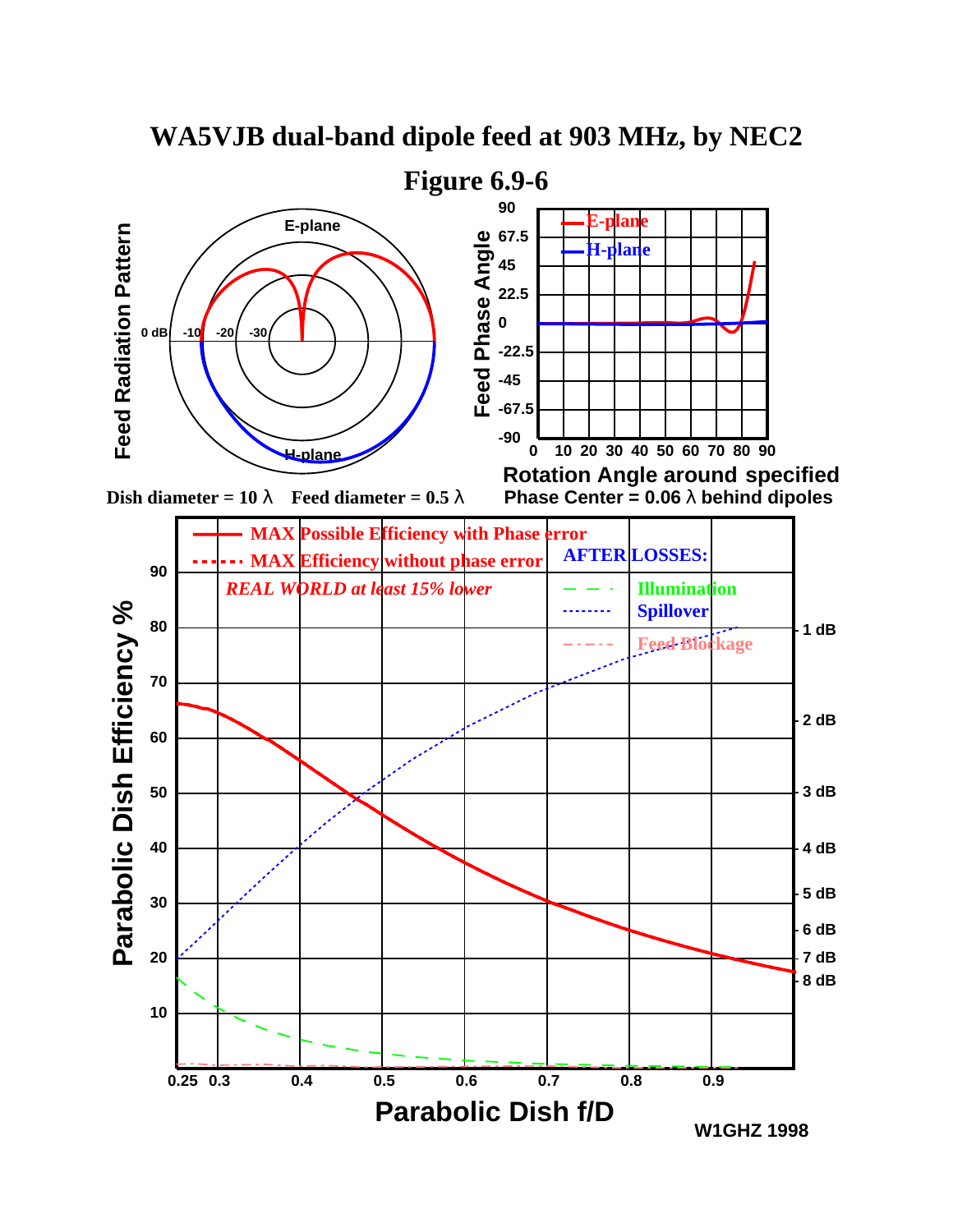# WA5VJB dual-band dipole feed at 903 MHz, by NEC2

## Figure 6.9-6

Feed Radiation Pattern

E-plane

H-plane

0 dB -10 -20 -30

Dish diameter = 10 λ   Feed diameter = 0.5 λ

Feed Phase Angle

90
67.5
45
22.5
0
-22.5
-45
-67.5
-90

E-plane
H-plane

0 10 20 30 40 50 60 70 80 90

Rotation Angle around specified
Phase Center = 0.06 λ behind dipoles

Parabolic Dish Efficiency %

MAX Possible Efficiency with Phase error

MAX Efficiency without phase error

*REAL WORLD at least 15% lower*

AFTER LOSSES:

Illumination

Spillover

Feed Blockage

90
80
70
60
50
40
30
20
10

1 dB
2 dB
3 dB
4 dB
5 dB
6 dB
7 dB
8 dB

0.25 0.3 0.4 0.5 0.6 0.7 0.8 0.9

Parabolic Dish f/D

W1GHZ 1998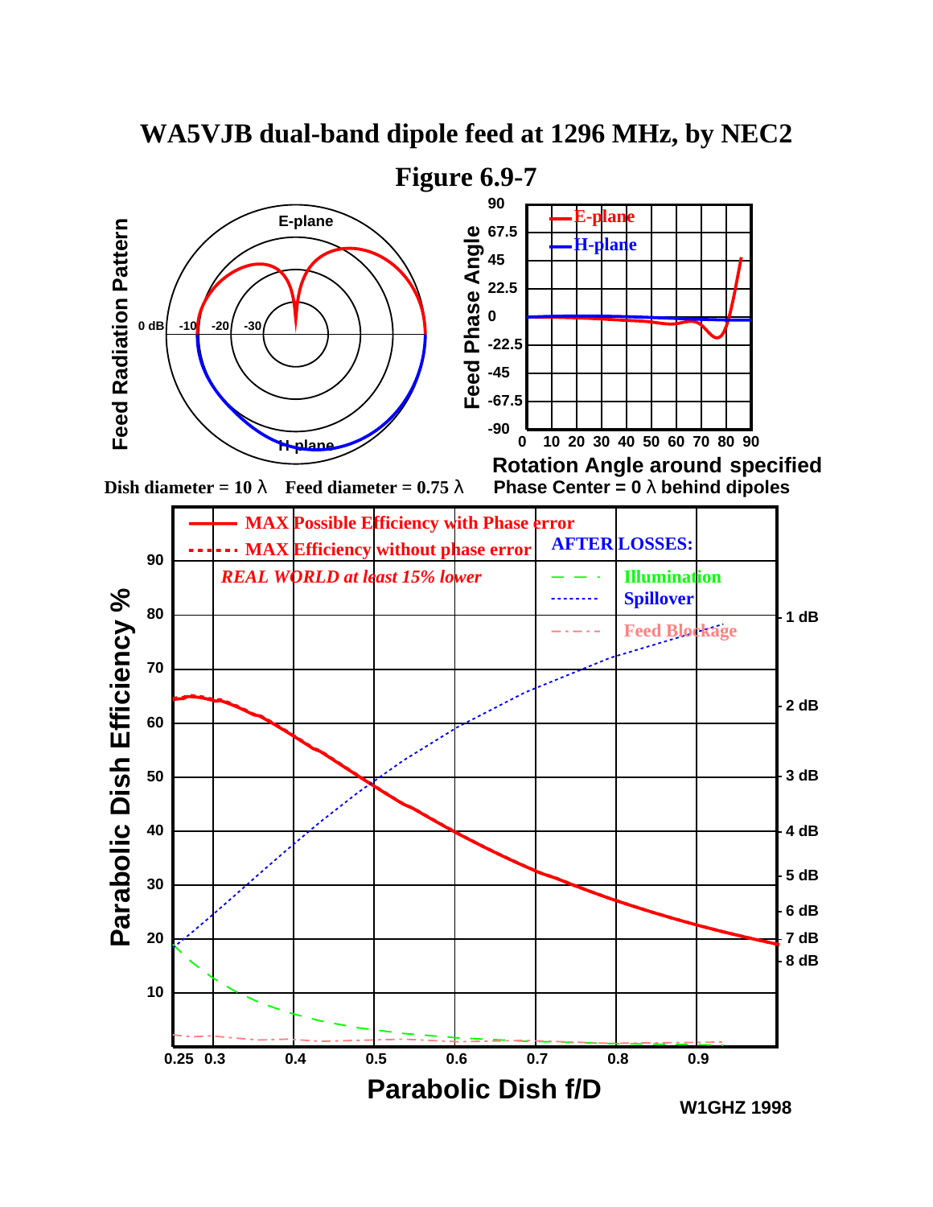# WA5VJB dual-band dipole feed at 1296 MHz, by NEC2

## Figure 6.9-7

Feed Radiation Pattern

E-plane

H-plane

0 dB -10 -20 -30

Feed Phase Angle

90
67.5
45
22.5
0
-22.5
-45
-67.5
-90

E-plane
H-plane

0 10 20 30 40 50 60 70 80 90

Rotation Angle around specified Phase Center = 0 λ behind dipoles

Dish diameter = 10 λ  Feed diameter = 0.75 λ

Parabolic Dish Efficiency %

MAX Possible Efficiency with Phase error

MAX Efficiency without phase error

*REAL WORLD at least 15% lower*

AFTER LOSSES:

Illumination

Spillover

Feed Blockage

90
80
70
60
50
40
30
20
10

1 dB
2 dB
3 dB
4 dB
5 dB
6 dB
7 dB
8 dB

0.25 0.3 0.4 0.5 0.6 0.7 0.8 0.9

Parabolic Dish f/D

W1GHZ 1998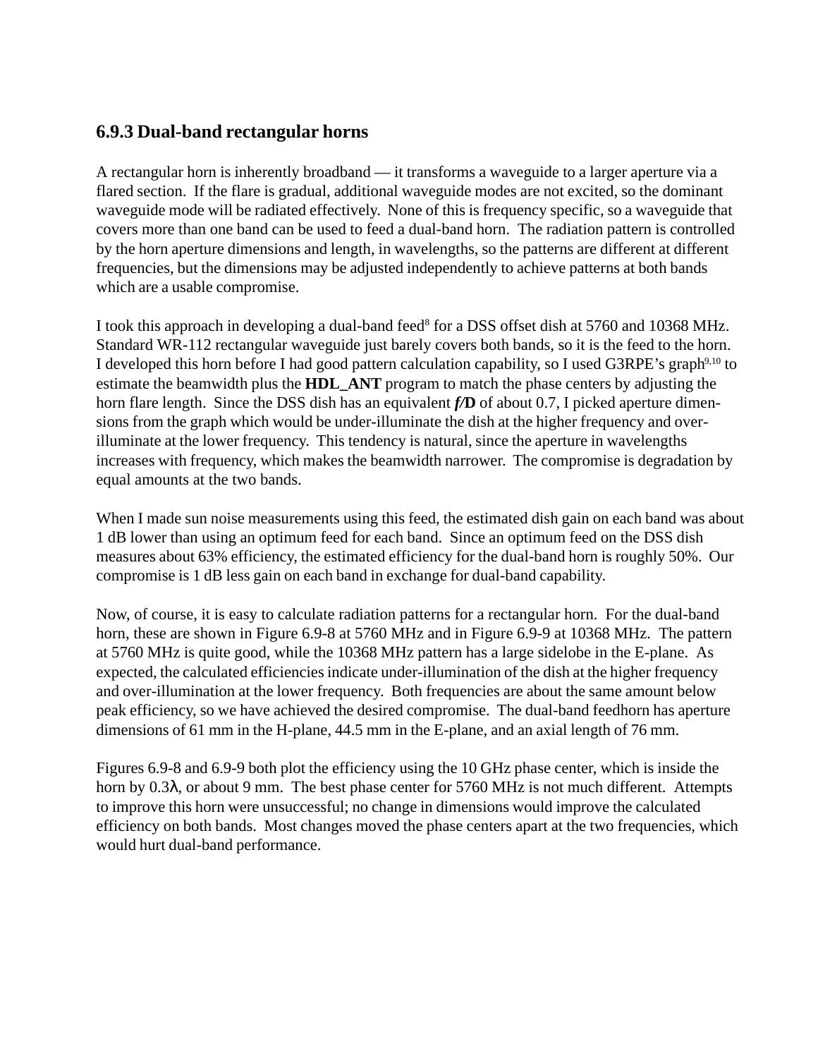### 6.9.3 Dual-band rectangular horns

A rectangular horn is inherently broadband — it transforms a waveguide to a larger aperture via a flared section. If the flare is gradual, additional waveguide modes are not excited, so the dominant waveguide mode will be radiated effectively. None of this is frequency specific, so a waveguide that covers more than one band can be used to feed a dual-band horn. The radiation pattern is controlled by the horn aperture dimensions and length, in wavelengths, so the patterns are different at different frequencies, but the dimensions may be adjusted independently to achieve patterns at both bands which are a usable compromise.

I took this approach in developing a dual-band feed[8] for a DSS offset dish at 5760 and 10368 MHz. Standard WR-112 rectangular waveguide just barely covers both bands, so it is the feed to the horn. I developed this horn before I had good pattern calculation capability, so I used G3RPE's graph[9,10] to estimate the beamwidth plus the **HDL_ANT** program to match the phase centers by adjusting the horn flare length. Since the DSS dish has an equivalent ***f/*D** of about 0.7, I picked aperture dimensions from the graph which would be under-illuminate the dish at the higher frequency and over-illuminate at the lower frequency. This tendency is natural, since the aperture in wavelengths increases with frequency, which makes the beamwidth narrower. The compromise is degradation by equal amounts at the two bands.

When I made sun noise measurements using this feed, the estimated dish gain on each band was about 1 dB lower than using an optimum feed for each band. Since an optimum feed on the DSS dish measures about 63% efficiency, the estimated efficiency for the dual-band horn is roughly 50%. Our compromise is 1 dB less gain on each band in exchange for dual-band capability.

Now, of course, it is easy to calculate radiation patterns for a rectangular horn. For the dual-band horn, these are shown in Figure 6.9-8 at 5760 MHz and in Figure 6.9-9 at 10368 MHz. The pattern at 5760 MHz is quite good, while the 10368 MHz pattern has a large sidelobe in the E-plane. As expected, the calculated efficiencies indicate under-illumination of the dish at the higher frequency and over-illumination at the lower frequency. Both frequencies are about the same amount below peak efficiency, so we have achieved the desired compromise. The dual-band feedhorn has aperture dimensions of 61 mm in the H-plane, 44.5 mm in the E-plane, and an axial length of 76 mm.

Figures 6.9-8 and 6.9-9 both plot the efficiency using the 10 GHz phase center, which is inside the horn by 0.3λ, or about 9 mm. The best phase center for 5760 MHz is not much different. Attempts to improve this horn were unsuccessful; no change in dimensions would improve the calculated efficiency on both bands. Most changes moved the phase centers apart at the two frequencies, which would hurt dual-band performance.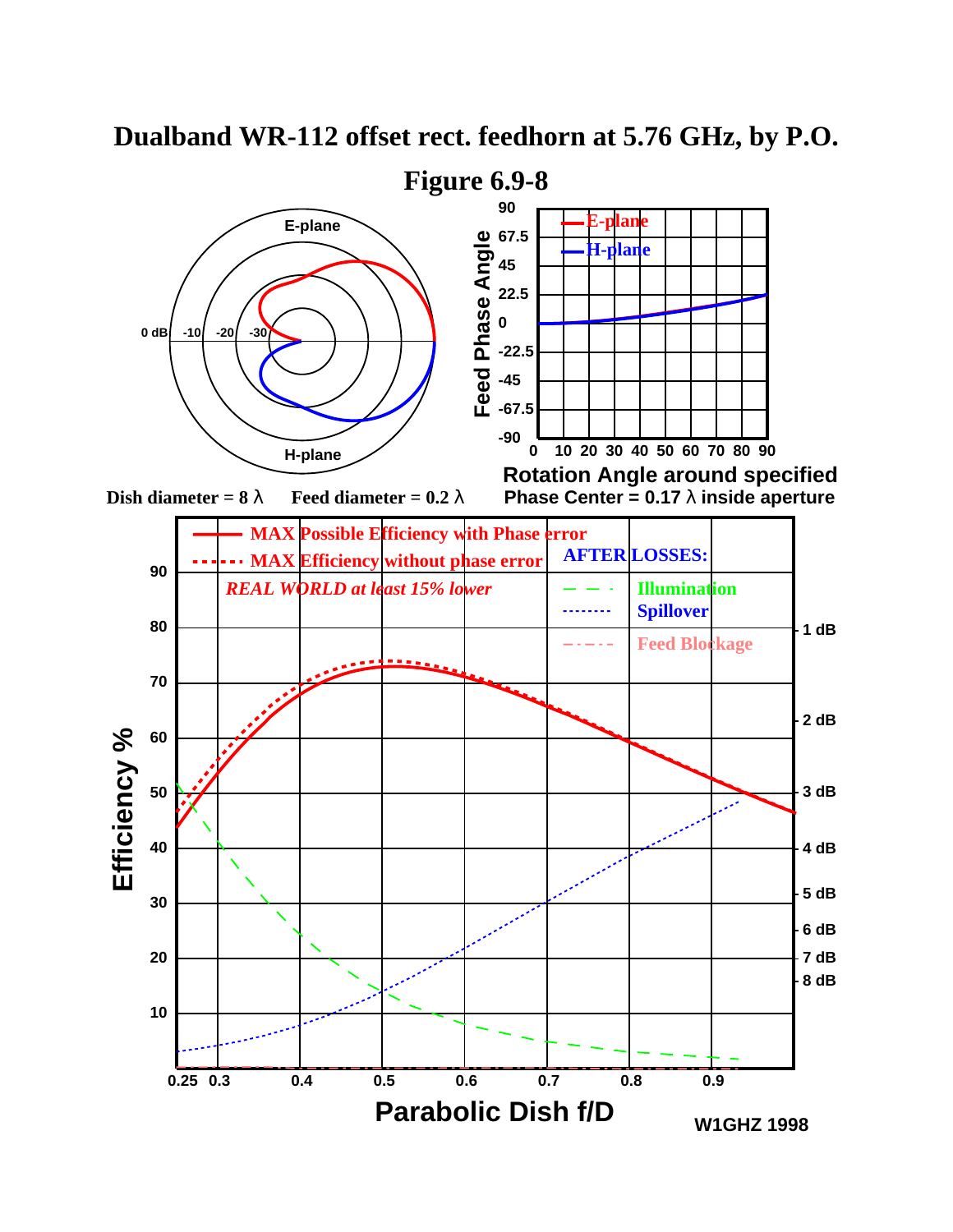# Dualband WR-112 offset rect. feedhorn at 5.76 GHz, by P.O.

## Figure 6.9-8

E-plane

0 dB -10 -20 -30

H-plane

Feed Phase Angle

90 67.5 45 22.5 0 -22.5 -45 -67.5 -90

E-plane

H-plane

0 10 20 30 40 50 60 70 80 90

Rotation Angle around specified Phase Center = 0.17 λ inside aperture

Dish diameter = 8 λ   Feed diameter = 0.2 λ

MAX Possible Efficiency with Phase error

MAX Efficiency without phase error

*REAL WORLD at least 15% lower*

AFTER LOSSES:

Illumination

Spillover

Feed Blockage

Efficiency %

90 80 70 60 50 40 30 20 10

1 dB 2 dB 3 dB 4 dB 5 dB 6 dB 7 dB 8 dB

0.25 0.3 0.4 0.5 0.6 0.7 0.8 0.9

Parabolic Dish f/D

W1GHZ 1998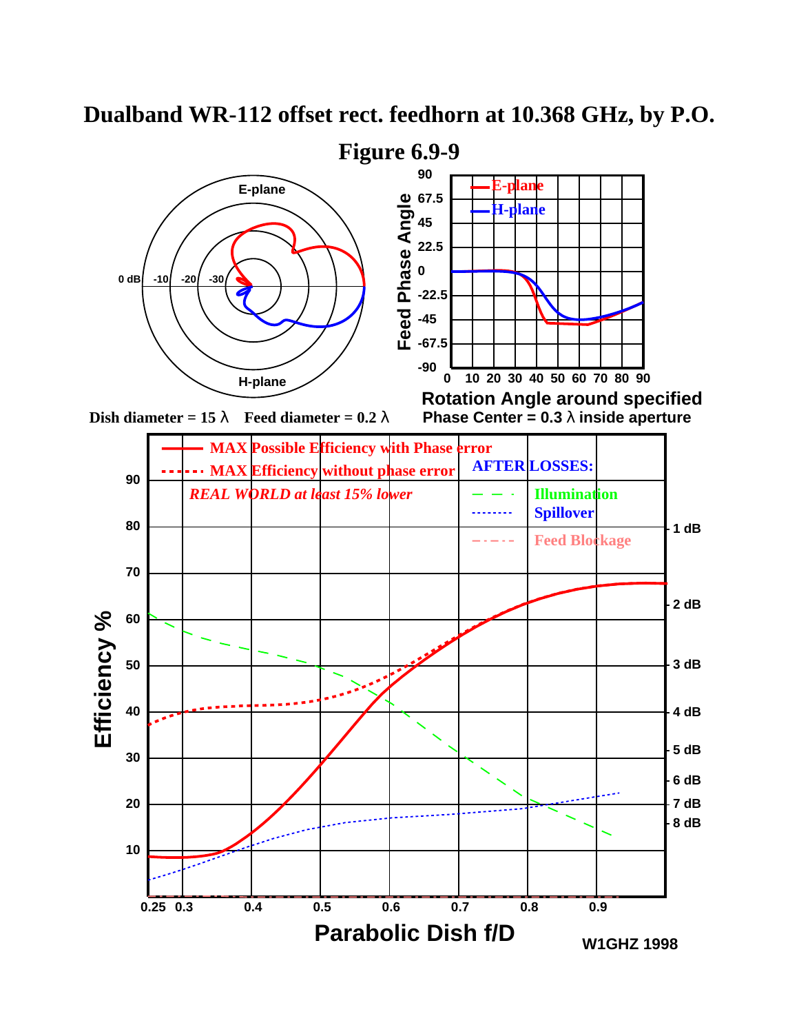# Dualband WR-112 offset rect. feedhorn at 10.368 GHz, by P.O.

## Figure 6.9-9

E-plane

0 dB -10 -20 -30

H-plane

Feed Phase Angle

90
67.5
45
22.5
0
-22.5
-45
-67.5
-90

E-plane
H-plane

0 10 20 30 40 50 60 70 80 90

Rotation Angle around specified Phase Center = 0.3 λ inside aperture

Dish diameter = 15 λ    Feed diameter = 0.2 λ

MAX Possible Efficiency with Phase error

MAX Efficiency without phase error

*REAL WORLD at least 15% lower*

AFTER LOSSES:

Illumination

Spillover

Feed Blockage

Efficiency %

90
80
70
60
50
40
30
20
10

1 dB
2 dB
3 dB
4 dB
5 dB
6 dB
7 dB
8 dB

0.25 0.3 0.4 0.5 0.6 0.7 0.8 0.9

Parabolic Dish f/D

W1GHZ 1998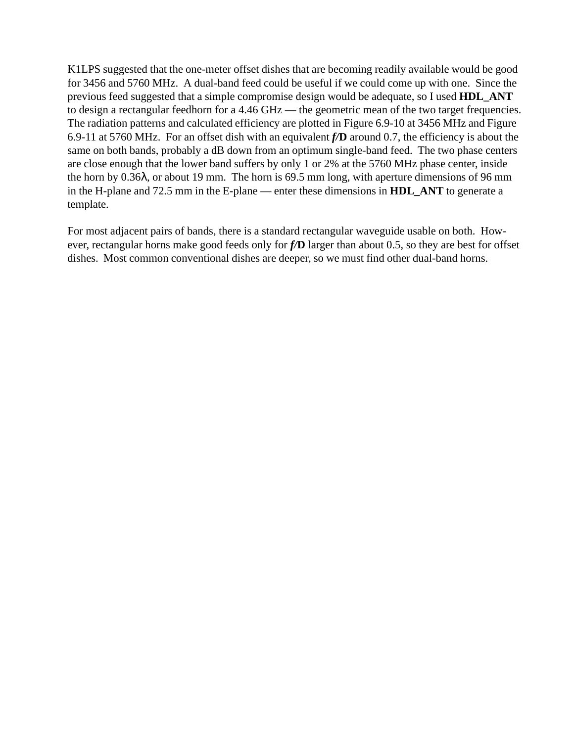K1LPS suggested that the one-meter offset dishes that are becoming readily available would be good for 3456 and 5760 MHz. A dual-band feed could be useful if we could come up with one. Since the previous feed suggested that a simple compromise design would be adequate, so I used **HDL_ANT** to design a rectangular feedhorn for a 4.46 GHz — the geometric mean of the two target frequencies. The radiation patterns and calculated efficiency are plotted in Figure 6.9-10 at 3456 MHz and Figure 6.9-11 at 5760 MHz. For an offset dish with an equivalent ***f/*D** around 0.7, the efficiency is about the same on both bands, probably a dB down from an optimum single-band feed. The two phase centers are close enough that the lower band suffers by only 1 or 2% at the 5760 MHz phase center, inside the horn by 0.36λ, or about 19 mm. The horn is 69.5 mm long, with aperture dimensions of 96 mm in the H-plane and 72.5 mm in the E-plane — enter these dimensions in **HDL_ANT** to generate a template.

For most adjacent pairs of bands, there is a standard rectangular waveguide usable on both. However, rectangular horns make good feeds only for ***f/*D** larger than about 0.5, so they are best for offset dishes. Most common conventional dishes are deeper, so we must find other dual-band horns.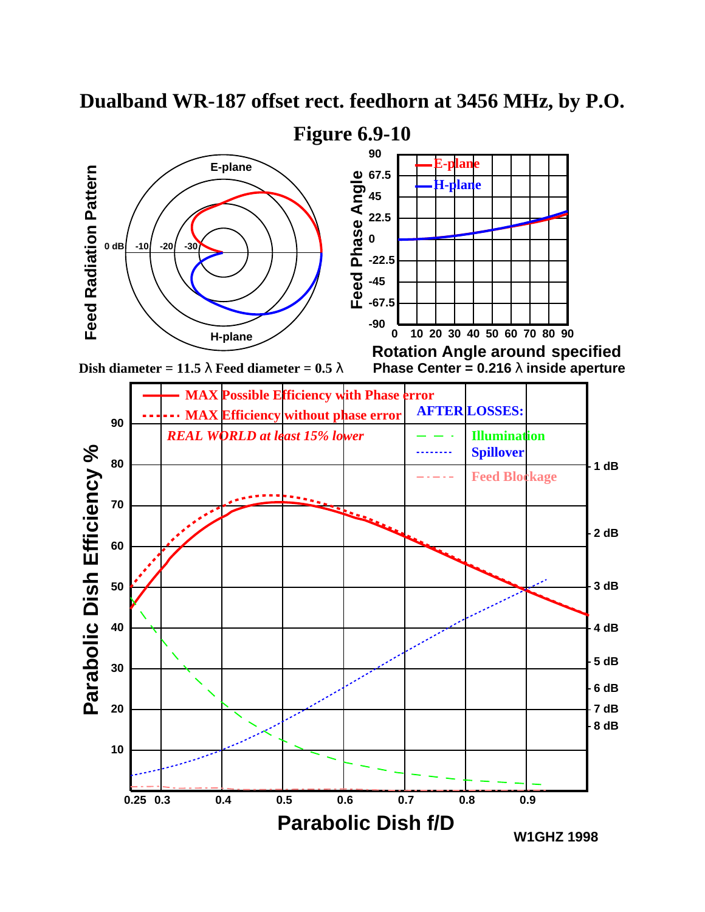# Dualband WR-187 offset rect. feedhorn at 3456 MHz, by P.O.

## Figure 6.9-10

Feed Radiation Pattern

E-plane

H-plane

0 dB -10 -20 -30

Feed Phase Angle

90 67.5 45 22.5 0 -22.5 -45 -67.5 -90

E-plane

H-plane

0 10 20 30 40 50 60 70 80 90

Rotation Angle around specified

Dish diameter = 11.5 λ Feed diameter = 0.5 λ

Phase Center = 0.216 λ inside aperture

MAX Possible Efficiency with Phase error

MAX Efficiency without phase error

*REAL WORLD at least 15% lower*

AFTER LOSSES:

Illumination

Spillover

Feed Blockage

Parabolic Dish Efficiency %

90 80 70 60 50 40 30 20 10

1 dB 2 dB 3 dB 4 dB 5 dB 6 dB 7 dB 8 dB

0.25 0.3 0.4 0.5 0.6 0.7 0.8 0.9

Parabolic Dish f/D

W1GHZ 1998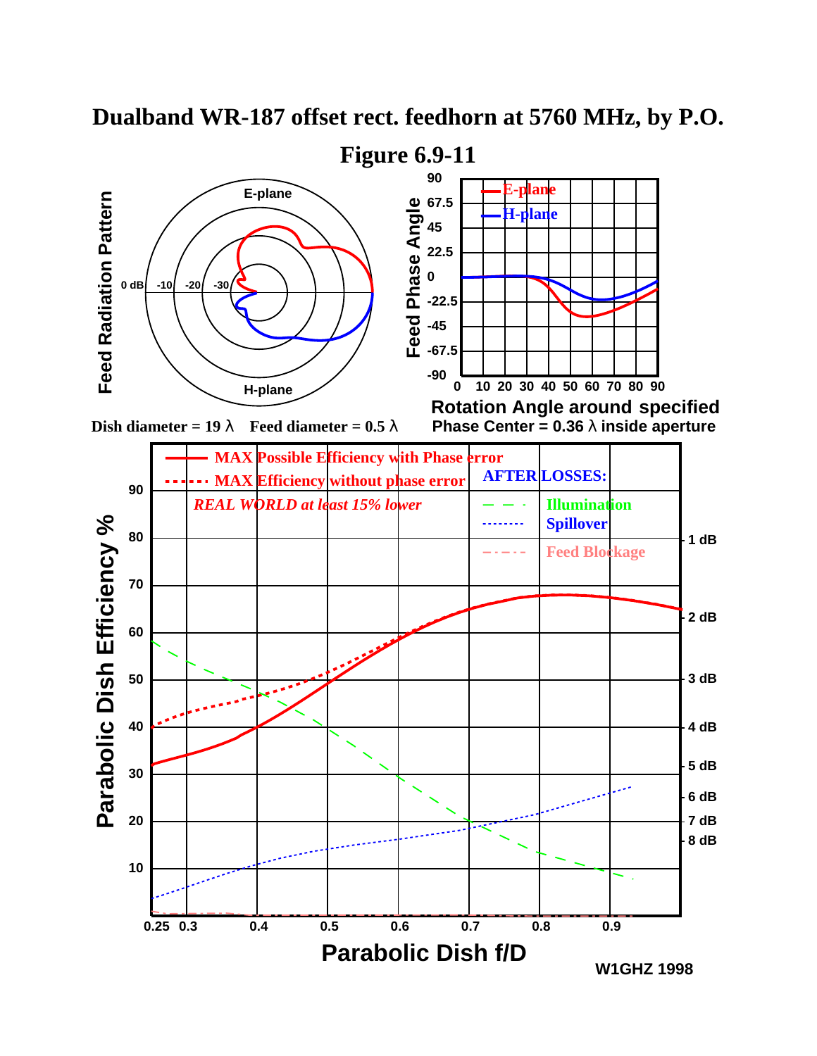# Dualband WR-187 offset rect. feedhorn at 5760 MHz, by P.O.

## Figure 6.9-11

Feed Radiation Pattern

E-plane

H-plane

0 dB -10 -20 -30

Feed Phase Angle

90 67.5 45 22.5 0 -22.5 -45 -67.5 -90

E-plane

H-plane

0 10 20 30 40 50 60 70 80 90

Rotation Angle around specified

Phase Center = 0.36 λ inside aperture

Dish diameter = 19 λ   Feed diameter = 0.5 λ

MAX Possible Efficiency with Phase error

MAX Efficiency without phase error

*REAL WORLD at least 15% lower*

AFTER LOSSES:

Illumination

Spillover

Feed Blockage

Parabolic Dish Efficiency %

90 80 70 60 50 40 30 20 10

1 dB
2 dB
3 dB
4 dB
5 dB
6 dB
7 dB
8 dB

0.25 0.3 0.4 0.5 0.6 0.7 0.8 0.9

Parabolic Dish f/D

W1GHZ 1998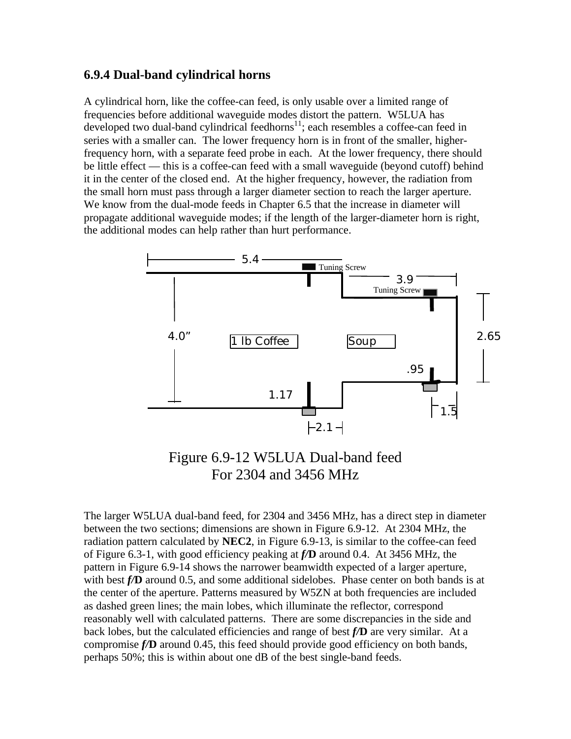### 6.9.4 Dual-band cylindrical horns

A cylindrical horn, like the coffee-can feed, is only usable over a limited range of frequencies before additional waveguide modes distort the pattern. W5LUA has developed two dual-band cylindrical feedhorns[11]; each resembles a coffee-can feed in series with a smaller can. The lower frequency horn is in front of the smaller, higher-frequency horn, with a separate feed probe in each. At the lower frequency, there should be little effect — this is a coffee-can feed with a small waveguide (beyond cutoff) behind it in the center of the closed end. At the higher frequency, however, the radiation from the small horn must pass through a larger diameter section to reach the larger aperture. We know from the dual-mode feeds in Chapter 6.5 that the increase in diameter will propagate additional waveguide modes; if the length of the larger-diameter horn is right, the additional modes can help rather than hurt performance.

5.4
Tuning Screw
3.9
Tuning Screw
4.0"
1 lb Coffee
Soup
2.65
.95
1.17
1.5
2.1

Figure 6.9-12 W5LUA Dual-band feed
For 2304 and 3456 MHz

The larger W5LUA dual-band feed, for 2304 and 3456 MHz, has a direct step in diameter between the two sections; dimensions are shown in Figure 6.9-12. At 2304 MHz, the radiation pattern calculated by **NEC2**, in Figure 6.9-13, is similar to the coffee-can feed of Figure 6.3-1, with good efficiency peaking at ***f/*D** around 0.4. At 3456 MHz, the pattern in Figure 6.9-14 shows the narrower beamwidth expected of a larger aperture, with best ***f/*D** around 0.5, and some additional sidelobes. Phase center on both bands is at the center of the aperture. Patterns measured by W5ZN at both frequencies are included as dashed green lines; the main lobes, which illuminate the reflector, correspond reasonably well with calculated patterns. There are some discrepancies in the side and back lobes, but the calculated efficiencies and range of best ***f/*D** are very similar. At a compromise ***f/*D** around 0.45, this feed should provide good efficiency on both bands, perhaps 50%; this is within about one dB of the best single-band feeds.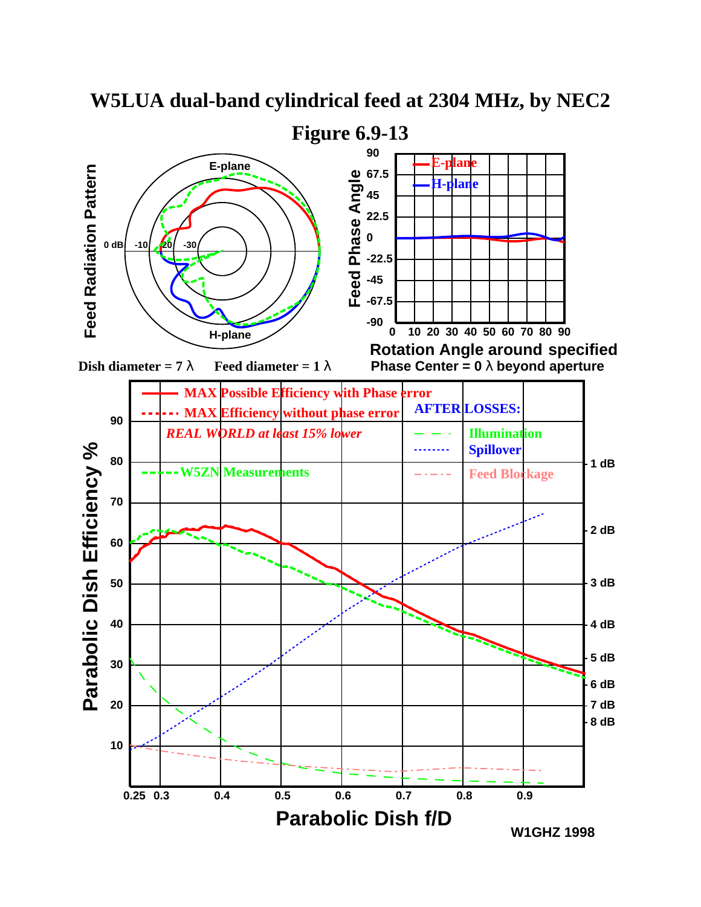# W5LUA dual-band cylindrical feed at 2304 MHz, by NEC2

## Figure 6.9-13

Feed Radiation Pattern

E-plane

H-plane

0 dB -10 -20 -30

Feed Phase Angle

90
67.5
45
22.5
0
-22.5
-45
-67.5
-90

E-plane
H-plane

0 10 20 30 40 50 60 70 80 90

Rotation Angle around specified Phase Center = 0 λ beyond aperture

Dish diameter = 7 λ    Feed diameter = 1 λ

MAX Possible Efficiency with Phase error

MAX Efficiency without phase error

*REAL WORLD at least 15% lower*

W5ZN Measurements

AFTER LOSSES:

Illumination

Spillover

Feed Blockage

Parabolic Dish Efficiency %

90
80
70
60
50
40
30
20
10

1 dB
2 dB
3 dB
4 dB
5 dB
6 dB
7 dB
8 dB

0.25 0.3 0.4 0.5 0.6 0.7 0.8 0.9

Parabolic Dish f/D

W1GHZ 1998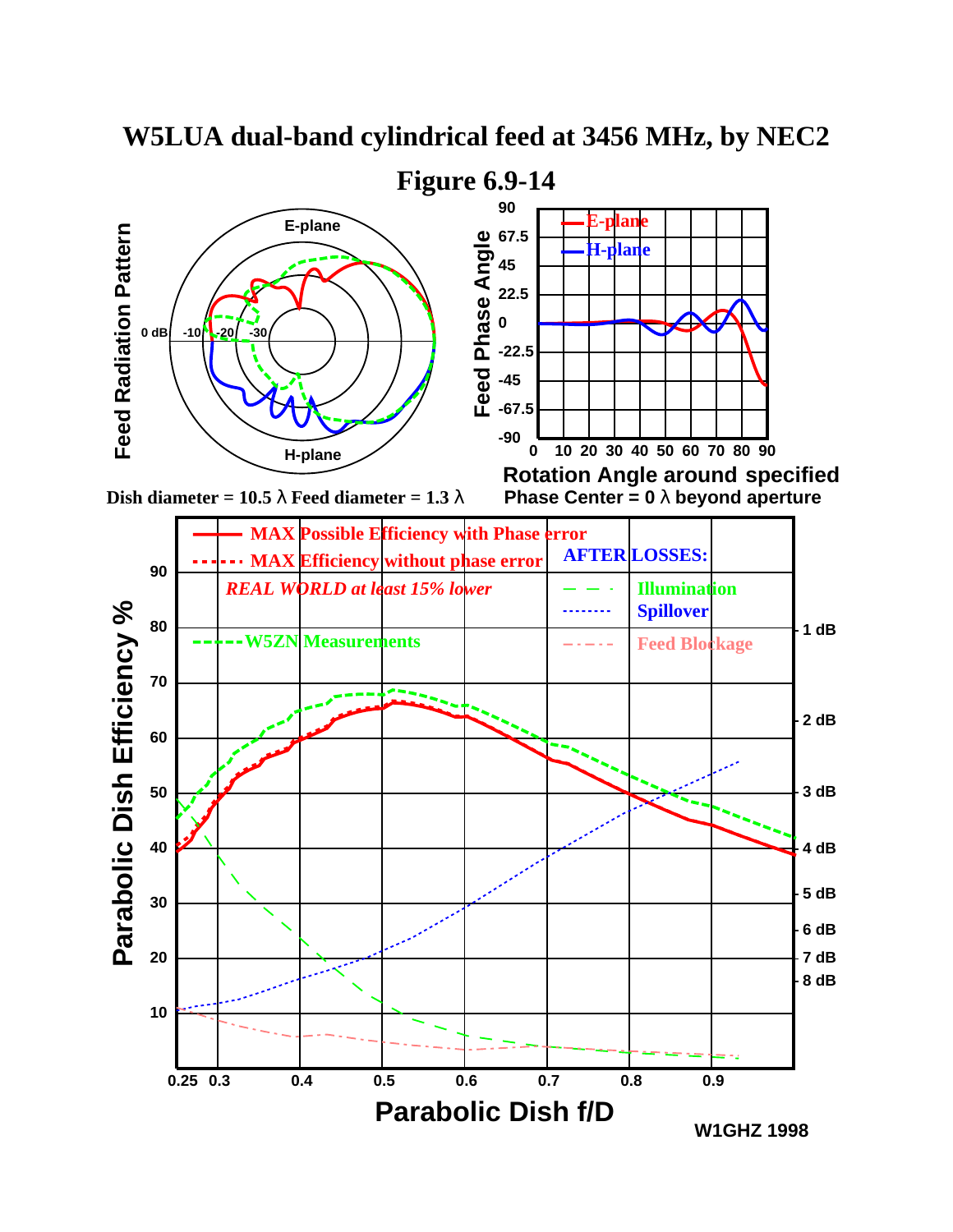# W5LUA dual-band cylindrical feed at 3456 MHz, by NEC2

## Figure 6.9-14

Feed Radiation Pattern

E-plane

H-plane

0 dB

-10

-20

-30

Feed Phase Angle

90

67.5

45

22.5

0

-22.5

-45

-67.5

-90

E-plane

H-plane

0 10 20 30 40 50 60 70 80 90

Rotation Angle around specified

Phase Center = 0 λ beyond aperture

Dish diameter = 10.5 λ Feed diameter = 1.3 λ

MAX Possible Efficiency with Phase error

MAX Efficiency without phase error

*REAL WORLD at least 15% lower*

W5ZN Measurements

AFTER LOSSES:

Illumination

Spillover

Feed Blockage

Parabolic Dish Efficiency %

90

80

70

60

50

40

30

20

10

1 dB

2 dB

3 dB

4 dB

5 dB

6 dB

7 dB

8 dB

0.25 0.3 0.4 0.5 0.6 0.7 0.8 0.9

Parabolic Dish f/D

W1GHZ 1998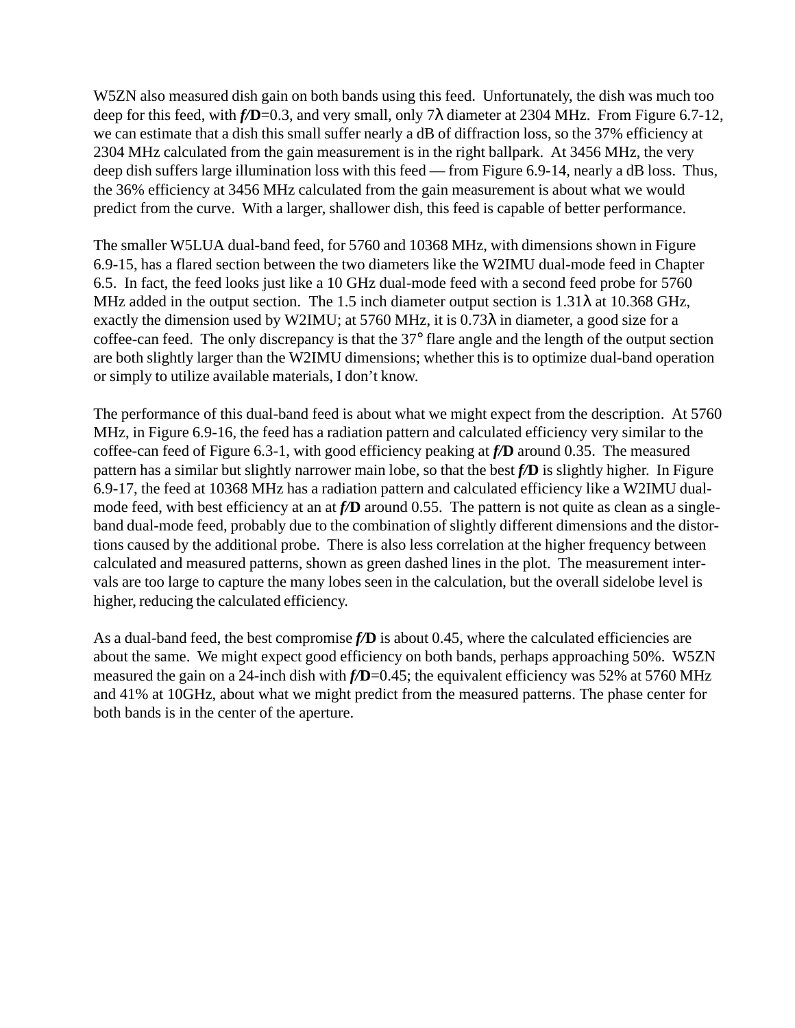W5ZN also measured dish gain on both bands using this feed. Unfortunately, the dish was much too deep for this feed, with ***f/*D**=0.3, and very small, only 7λ diameter at 2304 MHz. From Figure 6.7-12, we can estimate that a dish this small suffer nearly a dB of diffraction loss, so the 37% efficiency at 2304 MHz calculated from the gain measurement is in the right ballpark. At 3456 MHz, the very deep dish suffers large illumination loss with this feed — from Figure 6.9-14, nearly a dB loss. Thus, the 36% efficiency at 3456 MHz calculated from the gain measurement is about what we would predict from the curve. With a larger, shallower dish, this feed is capable of better performance.

The smaller W5LUA dual-band feed, for 5760 and 10368 MHz, with dimensions shown in Figure 6.9-15, has a flared section between the two diameters like the W2IMU dual-mode feed in Chapter 6.5. In fact, the feed looks just like a 10 GHz dual-mode feed with a second feed probe for 5760 MHz added in the output section. The 1.5 inch diameter output section is 1.31λ at 10.368 GHz, exactly the dimension used by W2IMU; at 5760 MHz, it is 0.73λ in diameter, a good size for a coffee-can feed. The only discrepancy is that the 37° flare angle and the length of the output section are both slightly larger than the W2IMU dimensions; whether this is to optimize dual-band operation or simply to utilize available materials, I don't know.

The performance of this dual-band feed is about what we might expect from the description. At 5760 MHz, in Figure 6.9-16, the feed has a radiation pattern and calculated efficiency very similar to the coffee-can feed of Figure 6.3-1, with good efficiency peaking at ***f/*D** around 0.35. The measured pattern has a similar but slightly narrower main lobe, so that the best ***f/*D** is slightly higher. In Figure 6.9-17, the feed at 10368 MHz has a radiation pattern and calculated efficiency like a W2IMU dual-mode feed, with best efficiency at an at ***f/*D** around 0.55. The pattern is not quite as clean as a single-band dual-mode feed, probably due to the combination of slightly different dimensions and the distortions caused by the additional probe. There is also less correlation at the higher frequency between calculated and measured patterns, shown as green dashed lines in the plot. The measurement intervals are too large to capture the many lobes seen in the calculation, but the overall sidelobe level is higher, reducing the calculated efficiency.

As a dual-band feed, the best compromise ***f/*D** is about 0.45, where the calculated efficiencies are about the same. We might expect good efficiency on both bands, perhaps approaching 50%. W5ZN measured the gain on a 24-inch dish with ***f/*D**=0.45; the equivalent efficiency was 52% at 5760 MHz and 41% at 10GHz, about what we might predict from the measured patterns. The phase center for both bands is in the center of the aperture.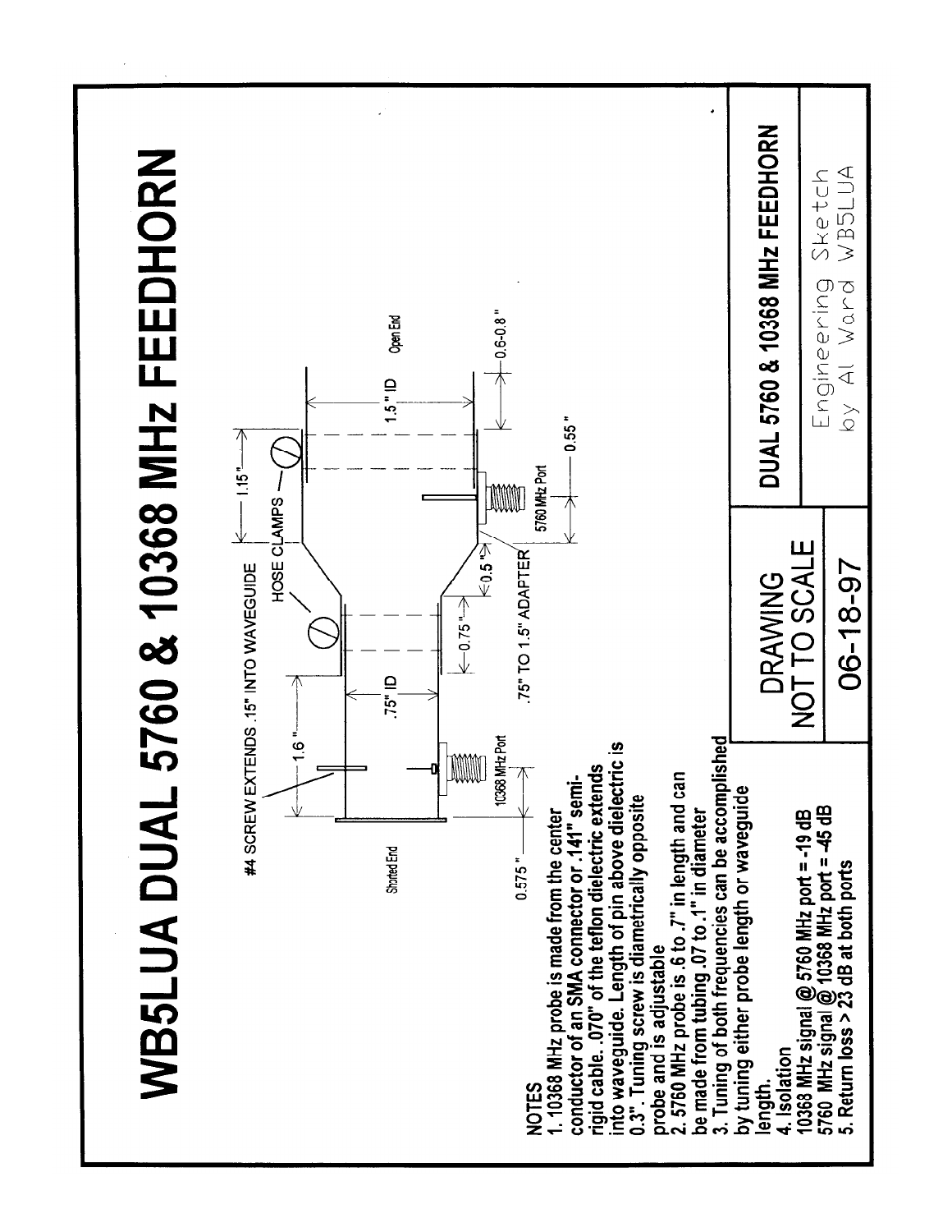# WB5LUA DUAL 5760 & 10368 MHz FEEDHORN

#4 SCREW EXTENDS .15" INTO WAVEGUIDE

HOSE CLAMPS

1.6 "

1.15 "

.75" ID

1.5 " ID

Shorted End

Open End

0.575 "

10368 MHz Port

0.75 "

0.5 "

.75" TO 1.5" ADAPTER

5760 MHz Port

0.55 "

0.6-0.8 "

NOTES

1. 10368 MHz probe is made from the center conductor of an SMA connector or .141" semi-rigid cable. .070" of the teflon dielectric extends into waveguide. Length of pin above dielectric is 0.3". Tuning screw is diametrically opposite probe and is adjustable
2. 5760 MHz probe is .6 to .7" in length and can be made from tubing .07 to .1" in diameter
3. Tuning of both frequencies can be accomplished by tuning either probe length or waveguide length.
4. Isolation
10368 MHz signal @ 5760 MHz port = -19 dB
5760 MHz signal @ 10368 MHz port = -45 dB
5. Return loss > 23 dB at both ports

| | |
|---|---|
| DRAWING NOT TO SCALE | DUAL 5760 & 10368 MHz FEEDHORN |
| 06-18-97 | Engineering Sketch by Al Ward WB5LUA |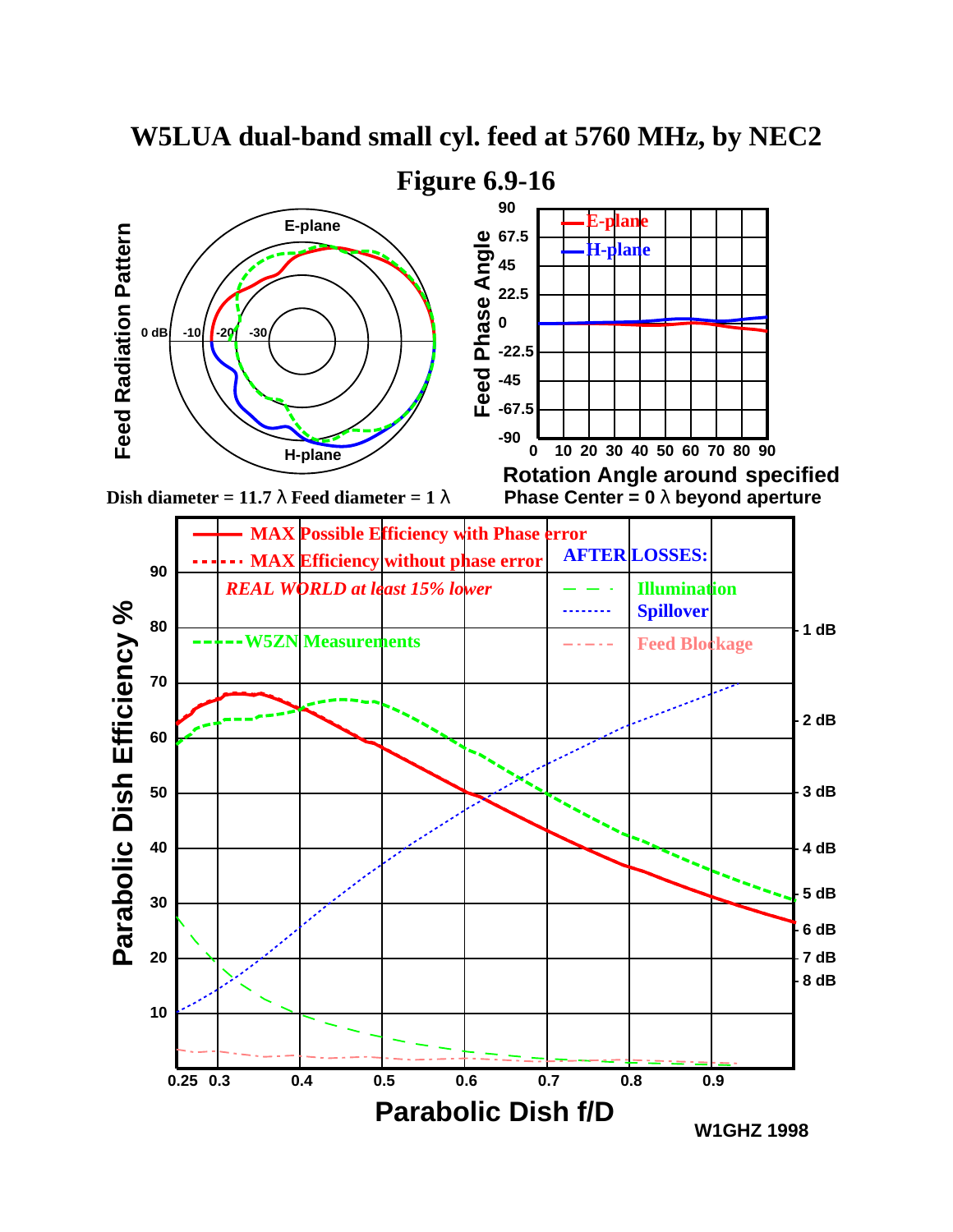# W5LUA dual-band small cyl. feed at 5760 MHz, by NEC2

## Figure 6.9-16

Feed Radiation Pattern

E-plane

H-plane

0 dB

-10

-20

-30

Feed Phase Angle

90

67.5

45

22.5

0

-22.5

-45

-67.5

-90

E-plane

H-plane

0 10 20 30 40 50 60 70 80 90

Rotation Angle around specified

Dish diameter = 11.7 λ Feed diameter = 1 λ

Phase Center = 0 λ beyond aperture

MAX Possible Efficiency with Phase error

MAX Efficiency without phase error

*REAL WORLD at least 15% lower*

W5ZN Measurements

AFTER LOSSES:

Illumination

Spillover

Feed Blockage

Parabolic Dish Efficiency %

90

80

70

60

50

40

30

20

10

1 dB

2 dB

3 dB

4 dB

5 dB

6 dB

7 dB

8 dB

0.25 0.3 0.4 0.5 0.6 0.7 0.8 0.9

Parabolic Dish f/D

W1GHZ 1998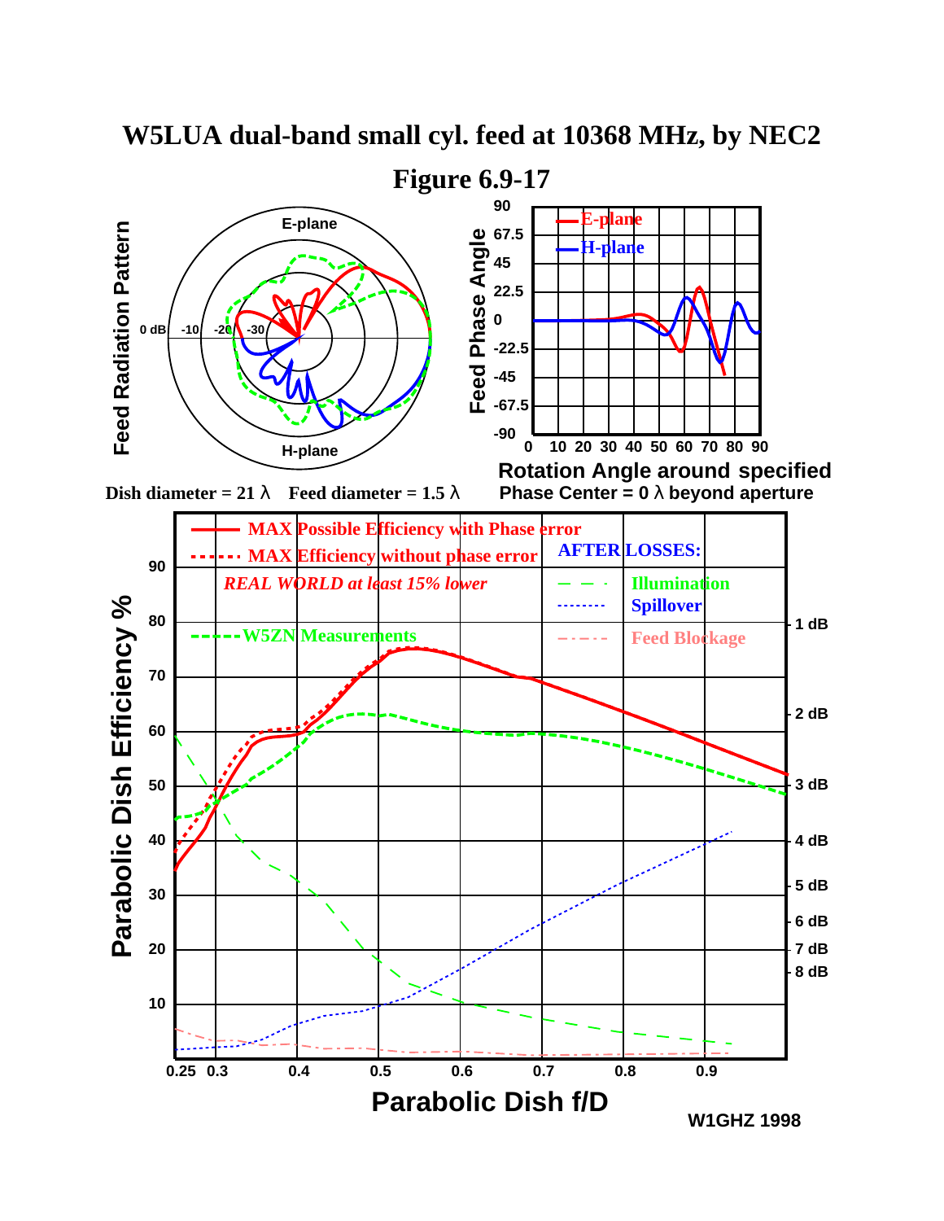# W5LUA dual-band small cyl. feed at 10368 MHz, by NEC2

## Figure 6.9-17

Feed Radiation Pattern

E-plane

H-plane

0 dB -10 -20 -30

Feed Phase Angle

90 67.5 45 22.5 0 -22.5 -45 -67.5 -90

E-plane

H-plane

0 10 20 30 40 50 60 70 80 90

Rotation Angle around specified Phase Center = 0 λ beyond aperture

Dish diameter = 21 λ  Feed diameter = 1.5 λ

MAX Possible Efficiency with Phase error

MAX Efficiency without phase error

*REAL WORLD at least 15% lower*

W5ZN Measurements

AFTER LOSSES:

Illumination

Spillover

Feed Blockage

Parabolic Dish Efficiency %

90 80 70 60 50 40 30 20 10

1 dB 2 dB 3 dB 4 dB 5 dB 6 dB 7 dB 8 dB

0.25 0.3 0.4 0.5 0.6 0.7 0.8 0.9

Parabolic Dish f/D

W1GHZ 1998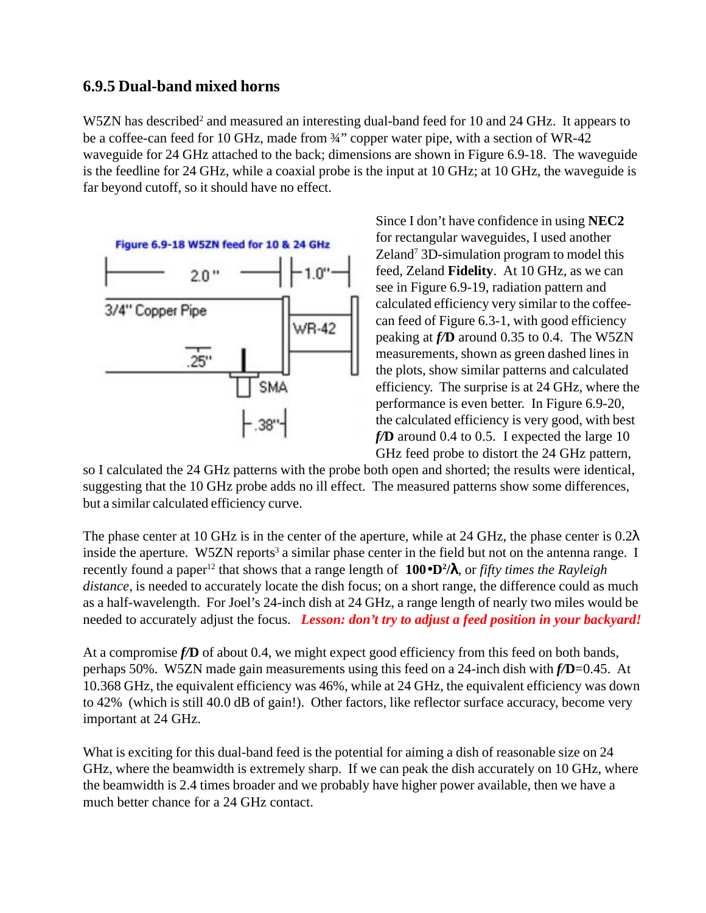### 6.9.5 Dual-band mixed horns

W5ZN has described[2] and measured an interesting dual-band feed for 10 and 24 GHz. It appears to be a coffee-can feed for 10 GHz, made from ¾" copper water pipe, with a section of WR-42 waveguide for 24 GHz attached to the back; dimensions are shown in Figure 6.9-18. The waveguide is the feedline for 24 GHz, while a coaxial probe is the input at 10 GHz; at 10 GHz, the waveguide is far beyond cutoff, so it should have no effect.

Figure 6.9-18 W5ZN feed for 10 & 24 GHz

2.0"
1.0"
3/4" Copper Pipe
WR-42
.25"
SMA
.38"

Since I don't have confidence in using **NEC2** for rectangular waveguides, I used another Zeland[7] 3D-simulation program to model this feed, Zeland **Fidelity**. At 10 GHz, as we can see in Figure 6.9-19, radiation pattern and calculated efficiency very similar to the coffee-can feed of Figure 6.3-1, with good efficiency peaking at ***f*/D** around 0.35 to 0.4. The W5ZN measurements, shown as green dashed lines in the plots, show similar patterns and calculated efficiency. The surprise is at 24 GHz, where the performance is even better. In Figure 6.9-20, the calculated efficiency is very good, with best ***f*/D** around 0.4 to 0.5. I expected the large 10 GHz feed probe to distort the 24 GHz pattern, so I calculated the 24 GHz patterns with the probe both open and shorted; the results were identical, suggesting that the 10 GHz probe adds no ill effect. The measured patterns show some differences, but a similar calculated efficiency curve.

The phase center at 10 GHz is in the center of the aperture, while at 24 GHz, the phase center is 0.2λ inside the aperture. W5ZN reports[3] a similar phase center in the field but not on the antenna range. I recently found a paper[12] that shows that a range length of **$100 \bullet D^2/\lambda$**, or *fifty times the Rayleigh distance*, is needed to accurately locate the dish focus; on a short range, the difference could as much as a half-wavelength. For Joel's 24-inch dish at 24 GHz, a range length of nearly two miles would be needed to accurately adjust the focus. ***Lesson: don't try to adjust a feed position in your backyard!***

At a compromise ***f*/D** of about 0.4, we might expect good efficiency from this feed on both bands, perhaps 50%. W5ZN made gain measurements using this feed on a 24-inch dish with ***f*/D**=0.45. At 10.368 GHz, the equivalent efficiency was 46%, while at 24 GHz, the equivalent efficiency was down to 42% (which is still 40.0 dB of gain!). Other factors, like reflector surface accuracy, become very important at 24 GHz.

What is exciting for this dual-band feed is the potential for aiming a dish of reasonable size on 24 GHz, where the beamwidth is extremely sharp. If we can peak the dish accurately on 10 GHz, where the beamwidth is 2.4 times broader and we probably have higher power available, then we have a much better chance for a 24 GHz contact.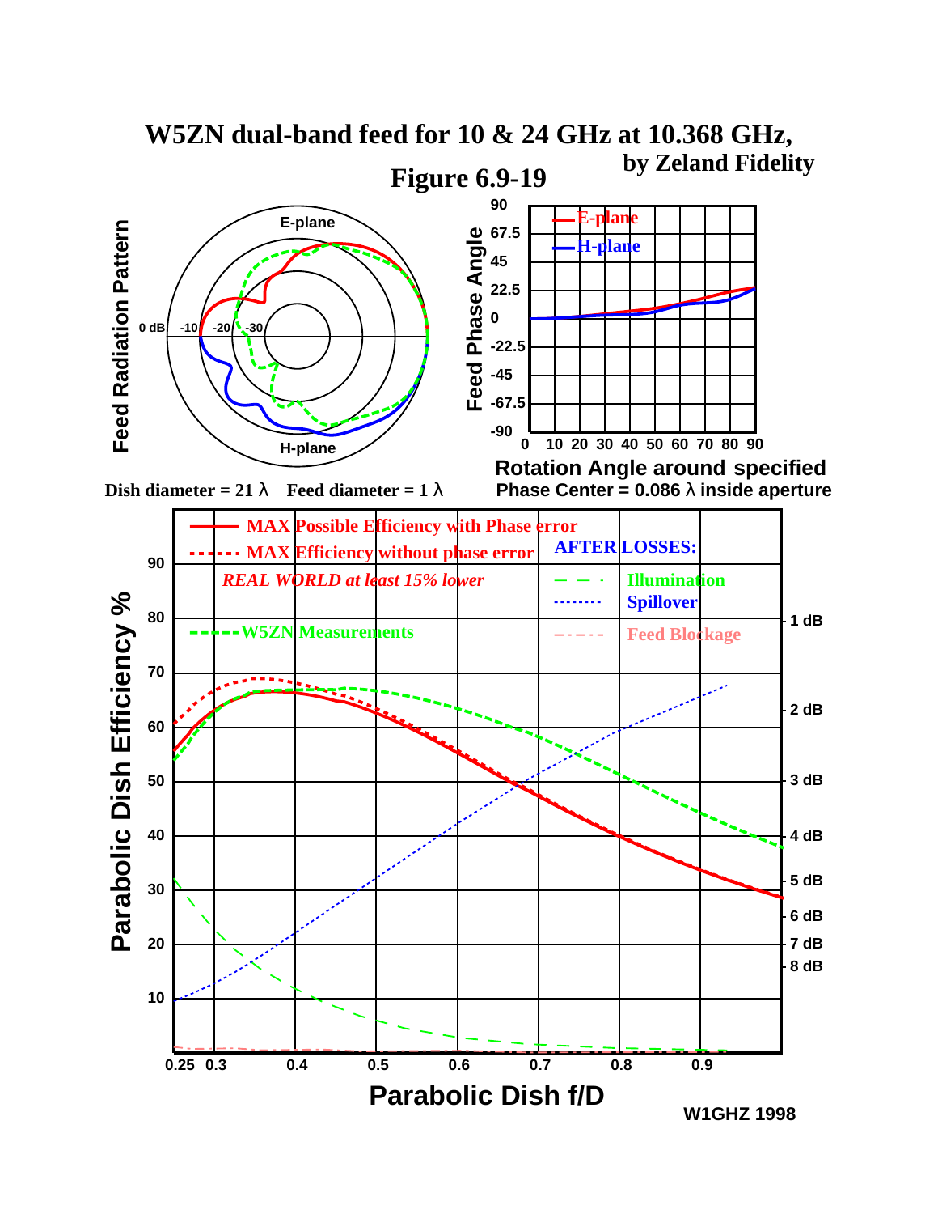# W5ZN dual-band feed for 10 & 24 GHz at 10.368 GHz,

by Zeland Fidelity

**Figure 6.9-19**

Feed Radiation Pattern

E-plane

H-plane

0 dB -10 -20 -30

Feed Phase Angle

90
67.5
45
22.5
0
-22.5
-45
-67.5
-90

E-plane
H-plane

0 10 20 30 40 50 60 70 80 90

Rotation Angle around specified
Phase Center = 0.086 λ inside aperture

Dish diameter = 21 λ    Feed diameter = 1 λ

Parabolic Dish Efficiency %

MAX Possible Efficiency with Phase error
MAX Efficiency without phase error
*REAL WORLD at least 15% lower*
W5ZN Measurements

AFTER LOSSES:
Illumination
Spillover
Feed Blockage

90
80
70
60
50
40
30
20
10

1 dB
2 dB
3 dB
4 dB
5 dB
6 dB
7 dB
8 dB

0.25 0.3 0.4 0.5 0.6 0.7 0.8 0.9

Parabolic Dish f/D

W1GHZ 1998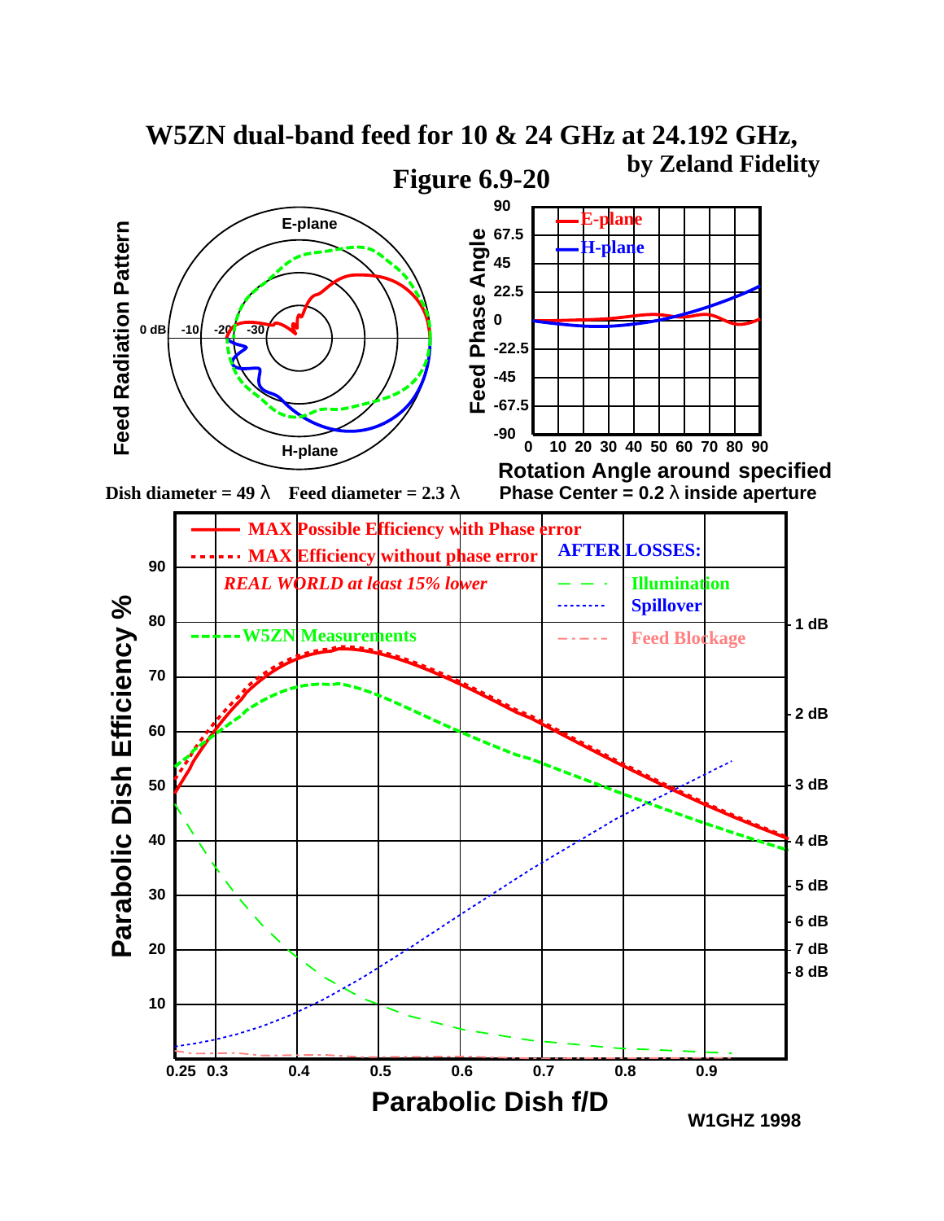# W5ZN dual-band feed for 10 & 24 GHz at 24.192 GHz,

by Zeland Fidelity

## Figure 6.9-20

Feed Radiation Pattern

E-plane

H-plane

0 dB -10 -20 -30

Feed Phase Angle

90, 67.5, 45, 22.5, 0, -22.5, -45, -67.5, -90

E-plane

H-plane

0 10 20 30 40 50 60 70 80 90

Rotation Angle around specified Phase Center = 0.2 λ inside aperture

Dish diameter = 49 λ    Feed diameter = 2.3 λ

MAX Possible Efficiency with Phase error

MAX Efficiency without phase error

*REAL WORLD at least 15% lower*

W5ZN Measurements

AFTER LOSSES:

Illumination

Spillover

Feed Blockage

Parabolic Dish Efficiency %

90, 80, 70, 60, 50, 40, 30, 20, 10

1 dB, 2 dB, 3 dB, 4 dB, 5 dB, 6 dB, 7 dB, 8 dB

0.25 0.3 0.4 0.5 0.6 0.7 0.8 0.9

Parabolic Dish f/D

W1GHZ 1998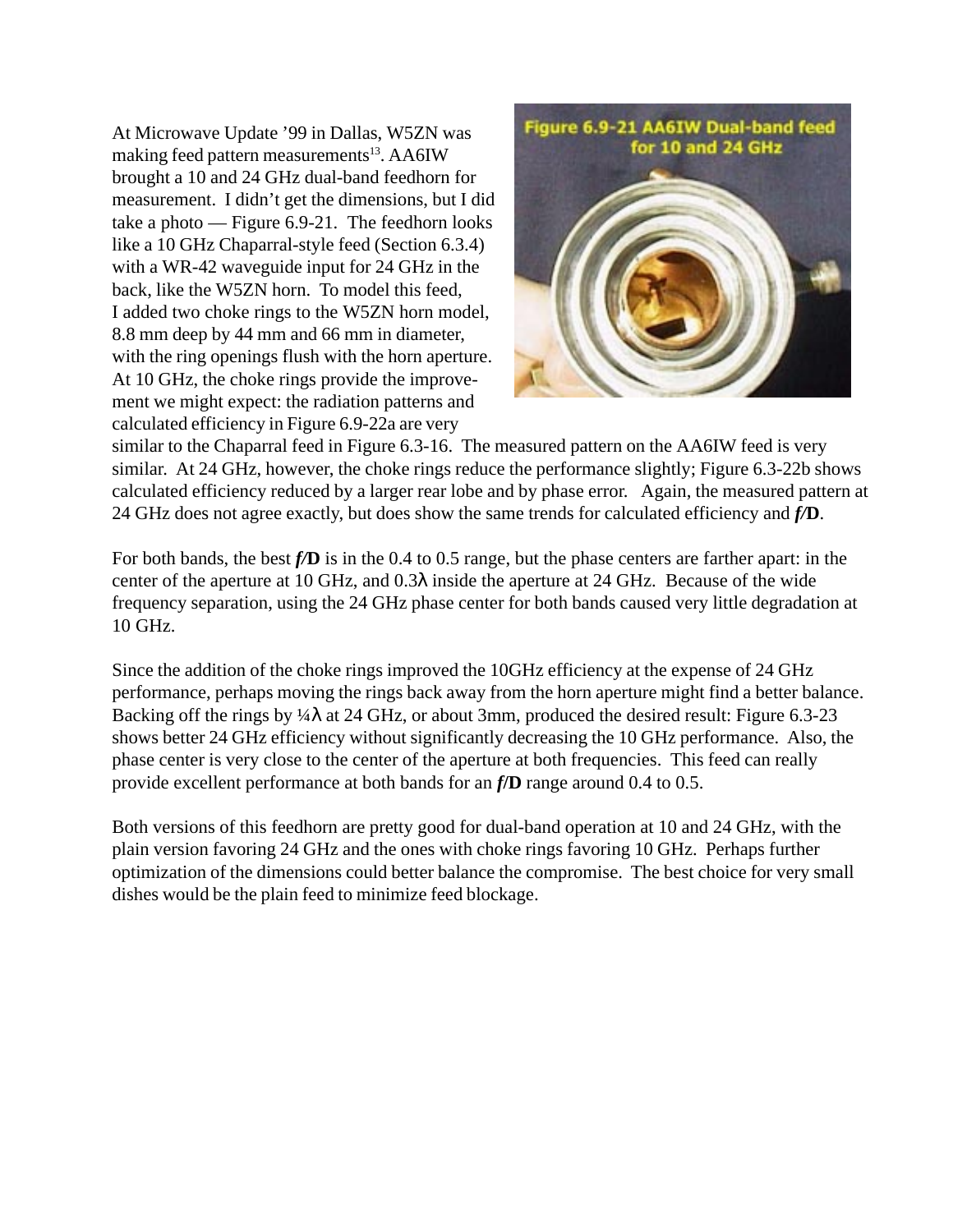At Microwave Update ’99 in Dallas, W5ZN was making feed pattern measurements[13]. AA6IW brought a 10 and 24 GHz dual-band feedhorn for measurement. I didn’t get the dimensions, but I did take a photo — Figure 6.9-21. The feedhorn looks like a 10 GHz Chaparral-style feed (Section 6.3.4) with a WR-42 waveguide input for 24 GHz in the back, like the W5ZN horn. To model this feed, I added two choke rings to the W5ZN horn model, 8.8 mm deep by 44 mm and 66 mm in diameter, with the ring openings flush with the horn aperture. At 10 GHz, the choke rings provide the improvement we might expect: the radiation patterns and calculated efficiency in Figure 6.9-22a are very similar to the Chaparral feed in Figure 6.3-16. The measured pattern on the AA6IW feed is very similar. At 24 GHz, however, the choke rings reduce the performance slightly; Figure 6.3-22b shows calculated efficiency reduced by a larger rear lobe and by phase error. Again, the measured pattern at 24 GHz does not agree exactly, but does show the same trends for calculated efficiency and ***f*/D**.

Figure 6.9-21 AA6IW Dual-band feed for 10 and 24 GHz

For both bands, the best ***f*/D** is in the 0.4 to 0.5 range, but the phase centers are farther apart: in the center of the aperture at 10 GHz, and 0.3λ inside the aperture at 24 GHz. Because of the wide frequency separation, using the 24 GHz phase center for both bands caused very little degradation at 10 GHz.

Since the addition of the choke rings improved the 10GHz efficiency at the expense of 24 GHz performance, perhaps moving the rings back away from the horn aperture might find a better balance. Backing off the rings by ¼λ at 24 GHz, or about 3mm, produced the desired result: Figure 6.3-23 shows better 24 GHz efficiency without significantly decreasing the 10 GHz performance. Also, the phase center is very close to the center of the aperture at both frequencies. This feed can really provide excellent performance at both bands for an ***f*/D** range around 0.4 to 0.5.

Both versions of this feedhorn are pretty good for dual-band operation at 10 and 24 GHz, with the plain version favoring 24 GHz and the ones with choke rings favoring 10 GHz. Perhaps further optimization of the dimensions could better balance the compromise. The best choice for very small dishes would be the plain feed to minimize feed blockage.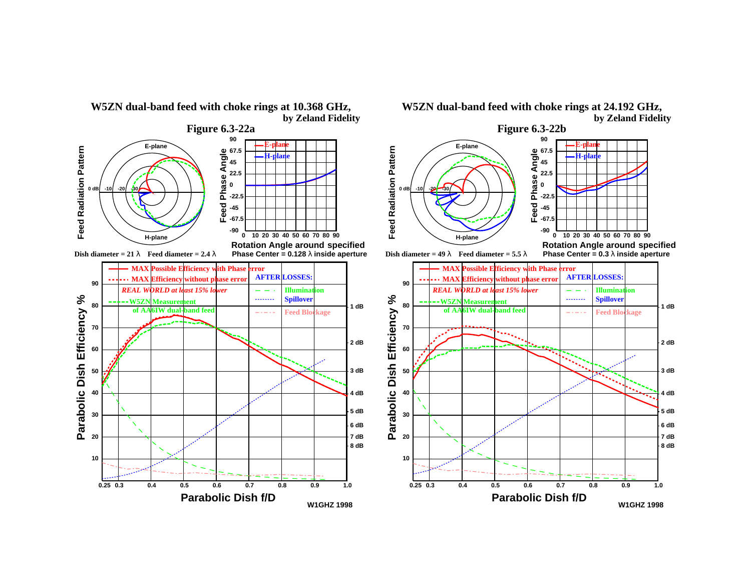**W5ZN dual-band feed with choke rings at 10.368 GHz,**
**by Zeland Fidelity**

**Figure 6.3-22a**

Feed Radiation Pattern

E-plane

0 dB -10 -20 -30

H-plane

Feed Phase Angle

90 67.5 45 22.5 0 -22.5 -45 -67.5 -90

E-plane
H-plane

0 10 20 30 40 50 60 70 80 90

**Rotation Angle around specified Phase Center = 0.128 λ inside aperture**

**Dish diameter = 21 λ Feed diameter = 2.4 λ**

MAX Possible Efficiency with Phase error
MAX Efficiency without phase error
*REAL WORLD at least 15% lower*
W5ZN Measurement of AA6IW dual-band feed

AFTER LOSSES:
Illumination
Spillover
Feed Blockage

Parabolic Dish Efficiency %

90 80 70 60 50 40 30 20 10

1 dB 2 dB 3 dB 4 dB 5 dB 6 dB 7 dB 8 dB

0.25 0.3 0.4 0.5 0.6 0.7 0.8 0.9 1.0

**Parabolic Dish f/D**

W1GHZ 1998

**W5ZN dual-band feed with choke rings at 24.192 GHz,**
**by Zeland Fidelity**

**Figure 6.3-22b**

Feed Radiation Pattern

E-plane

0 dB -10 -20 -30

H-plane

Feed Phase Angle

90 67.5 45 22.5 0 -22.5 -45 -67.5 -90

E-plane
H-plane

0 10 20 30 40 50 60 70 80 90

**Rotation Angle around specified Phase Center = 0.3 λ inside aperture**

**Dish diameter = 49 λ Feed diameter = 5.5 λ**

MAX Possible Efficiency with Phase error
MAX Efficiency without phase error
*REAL WORLD at least 15% lower*
W5ZN Measurement of AA6IW dual-band feed

AFTER LOSSES:
Illumination
Spillover
Feed Blockage

Parabolic Dish Efficiency %

90 80 70 60 50 40 30 20 10

1 dB 2 dB 3 dB 4 dB 5 dB 6 dB 7 dB 8 dB

0.25 0.3 0.4 0.5 0.6 0.7 0.8 0.9 1.0

**Parabolic Dish f/D**

W1GHZ 1998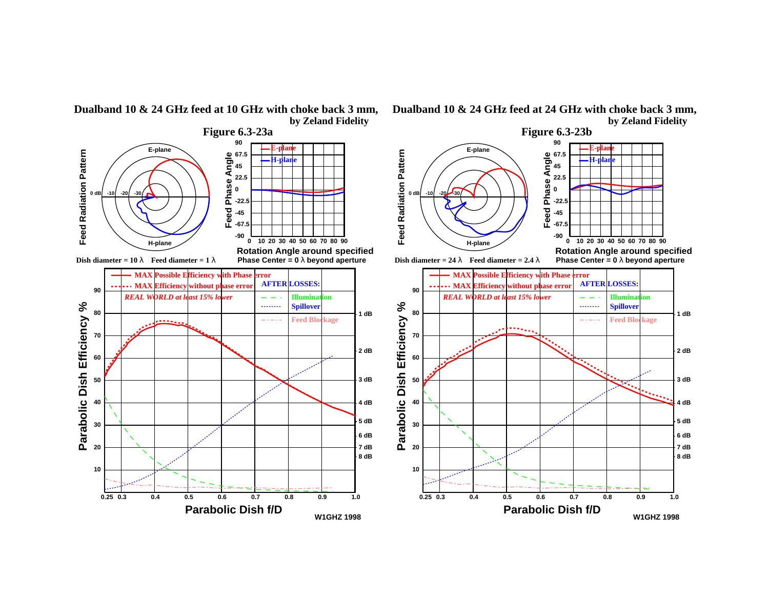**Dualband 10 & 24 GHz feed at 10 GHz with choke back 3 mm,**
**by Zeland Fidelity**

**Figure 6.3-23a**

Feed Radiation Pattern

E-plane

H-plane

0 dB -10 -20 -30

Feed Phase Angle

90 67.5 45 22.5 0 -22.5 -45 -67.5 -90

E-plane
H-plane

0 10 20 30 40 50 60 70 80 90

Rotation Angle around specified
Phase Center = 0 λ beyond aperture

Dish diameter = 10 λ  Feed diameter = 1 λ

MAX Possible Efficiency with Phase error
MAX Efficiency without phase error
*REAL WORLD at least 15% lower*

AFTER LOSSES:
Illumination
Spillover
Feed Blockage

Parabolic Dish Efficiency %

90 80 70 60 50 40 30 20 10

1 dB 2 dB 3 dB 4 dB 5 dB 6 dB 7 dB 8 dB

0.25 0.3 0.4 0.5 0.6 0.7 0.8 0.9 1.0

Parabolic Dish f/D

W1GHZ 1998

**Dualband 10 & 24 GHz feed at 24 GHz with choke back 3 mm,**
**by Zeland Fidelity**

**Figure 6.3-23b**

Feed Radiation Pattern

E-plane

H-plane

0 dB -10 -20 -30

Feed Phase Angle

90 67.5 45 22.5 0 -22.5 -45 -67.5 -90

E-plane
H-plane

0 10 20 30 40 50 60 70 80 90

Rotation Angle around specified
Phase Center = 0 λ beyond aperture

Dish diameter = 24 λ  Feed diameter = 2.4 λ

MAX Possible Efficiency with Phase error
MAX Efficiency without phase error
*REAL WORLD at least 15% lower*

AFTER LOSSES:
Illumination
Spillover
Feed Blockage

Parabolic Dish Efficiency %

90 80 70 60 50 40 30 20 10

1 dB 2 dB 3 dB 4 dB 5 dB 6 dB 7 dB 8 dB

0.25 0.3 0.4 0.5 0.6 0.7 0.8 0.9 1.0

Parabolic Dish f/D

W1GHZ 1998